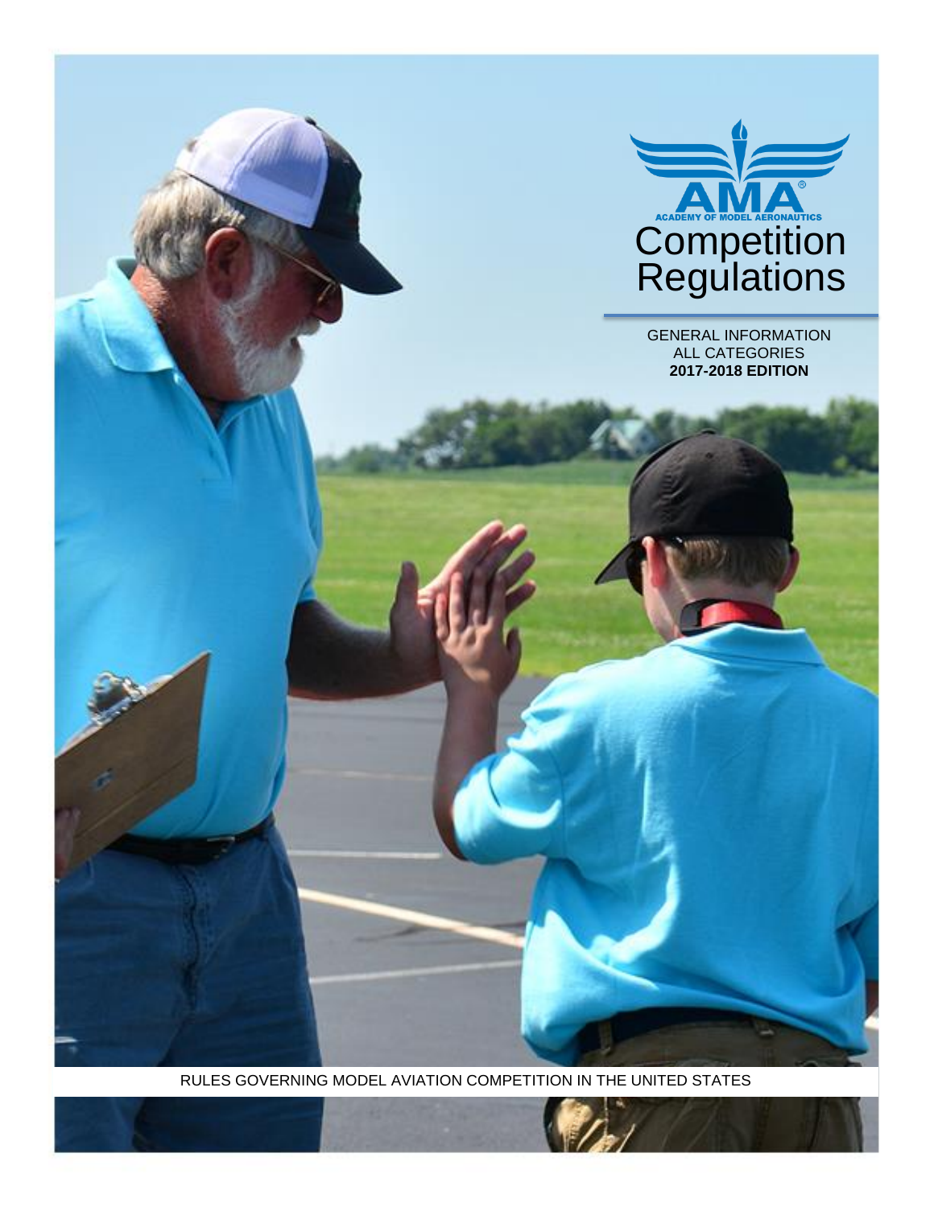ACADEMY OF MODEL AERONAUTICS

# Competition Regulations

GENERAL INFORMATION
ALL CATEGORIES
**2017-2018 EDITION**

RULES GOVERNING MODEL AVIATION COMPETITION IN THE UNITED STATES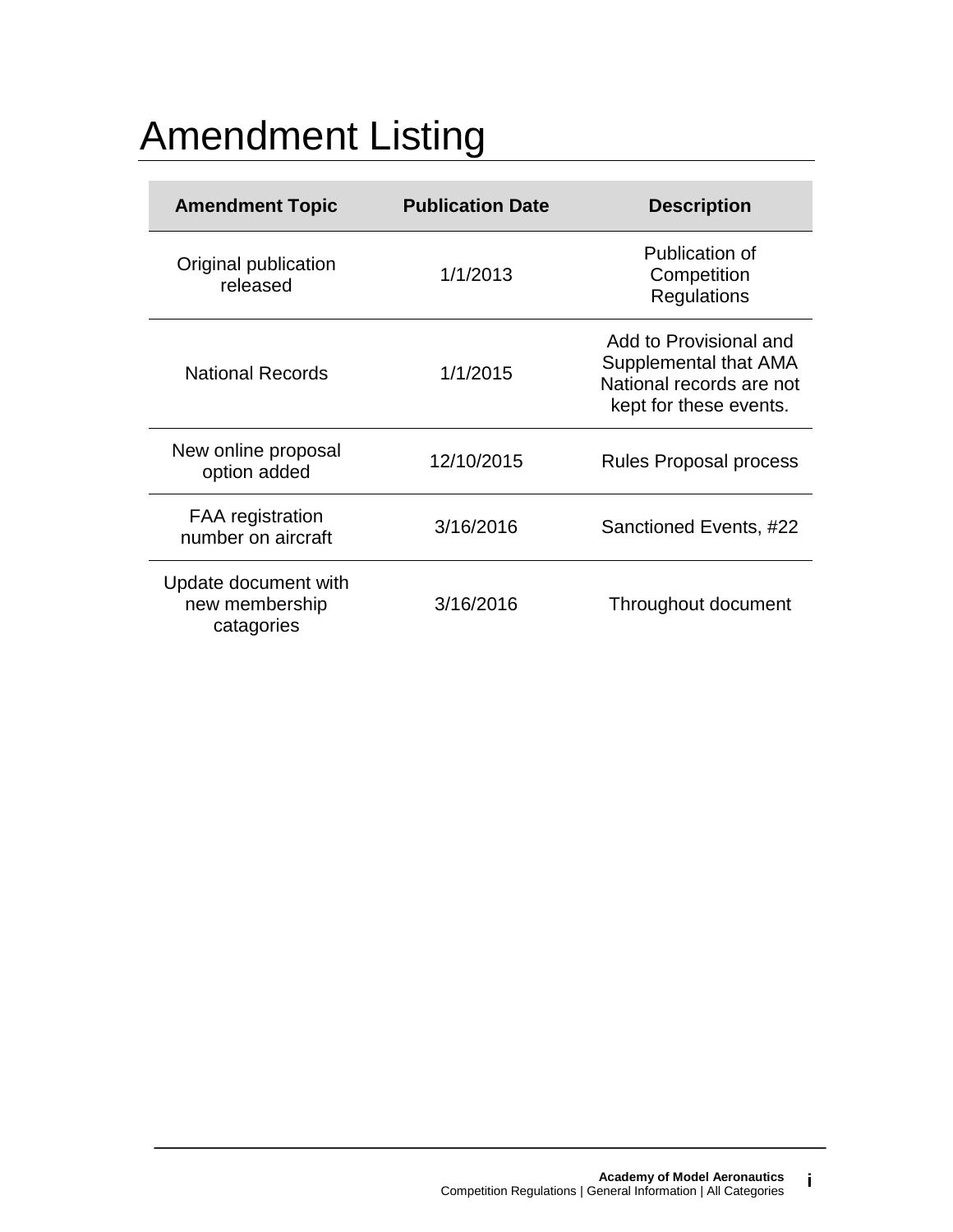# Amendment Listing

| Amendment Topic | Publication Date | Description |
|---|---|---|
| Original publication released | 1/1/2013 | Publication of Competition Regulations |
| National Records | 1/1/2015 | Add to Provisional and Supplemental that AMA National records are not kept for these events. |
| New online proposal option added | 12/10/2015 | Rules Proposal process |
| FAA registration number on aircraft | 3/16/2016 | Sanctioned Events, #22 |
| Update document with new membership catagories | 3/16/2016 | Throughout document |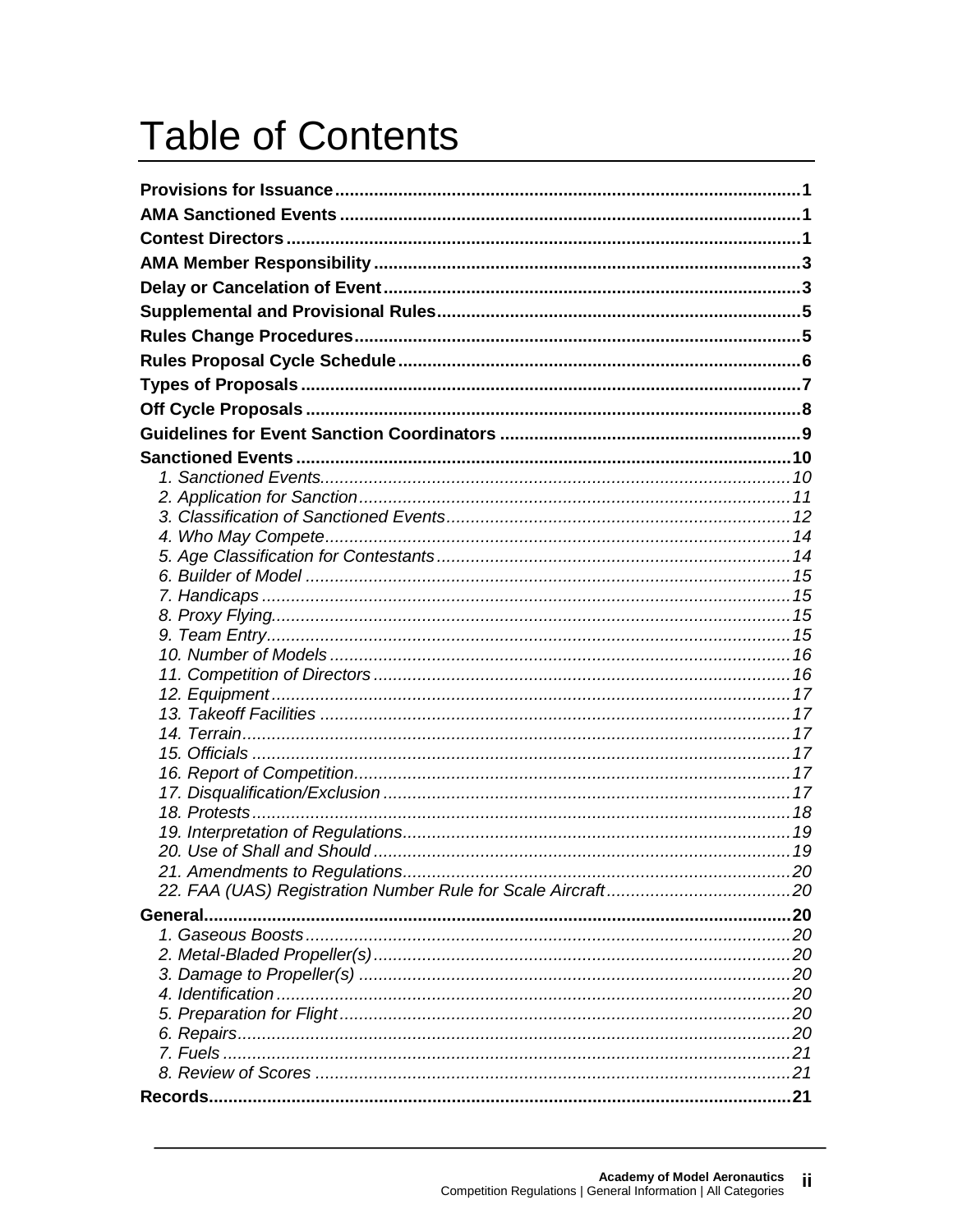# Table of Contents

**Provisions for Issuance** ..... **1**

**AMA Sanctioned Events** ..... **1**

**Contest Directors** ..... **1**

**AMA Member Responsibility** ..... **3**

**Delay or Cancelation of Event** ..... **3**

**Supplemental and Provisional Rules** ..... **5**

**Rules Change Procedures** ..... **5**

**Rules Proposal Cycle Schedule** ..... **6**

**Types of Proposals** ..... **7**

**Off Cycle Proposals** ..... **8**

**Guidelines for Event Sanction Coordinators** ..... **9**

**Sanctioned Events** ..... **10**

- *1. Sanctioned Events* ..... *10*
- *2. Application for Sanction* ..... *11*
- *3. Classification of Sanctioned Events* ..... *12*
- *4. Who May Compete* ..... *14*
- *5. Age Classification for Contestants* ..... *14*
- *6. Builder of Model* ..... *15*
- *7. Handicaps* ..... *15*
- *8. Proxy Flying* ..... *15*
- *9. Team Entry* ..... *15*
- *10. Number of Models* ..... *16*
- *11. Competition of Directors* ..... *16*
- *12. Equipment* ..... *17*
- *13. Takeoff Facilities* ..... *17*
- *14. Terrain* ..... *17*
- *15. Officials* ..... *17*
- *16. Report of Competition* ..... *17*
- *17. Disqualification/Exclusion* ..... *17*
- *18. Protests* ..... *18*
- *19. Interpretation of Regulations* ..... *19*
- *20. Use of Shall and Should* ..... *19*
- *21. Amendments to Regulations* ..... *20*
- *22. FAA (UAS) Registration Number Rule for Scale Aircraft* ..... *20*

**General** ..... **20**

- *1. Gaseous Boosts* ..... *20*
- *2. Metal-Bladed Propeller(s)* ..... *20*
- *3. Damage to Propeller(s)* ..... *20*
- *4. Identification* ..... *20*
- *5. Preparation for Flight* ..... *20*
- *6. Repairs* ..... *20*
- *7. Fuels* ..... *21*
- *8. Review of Scores* ..... *21*

**Records** ..... **21**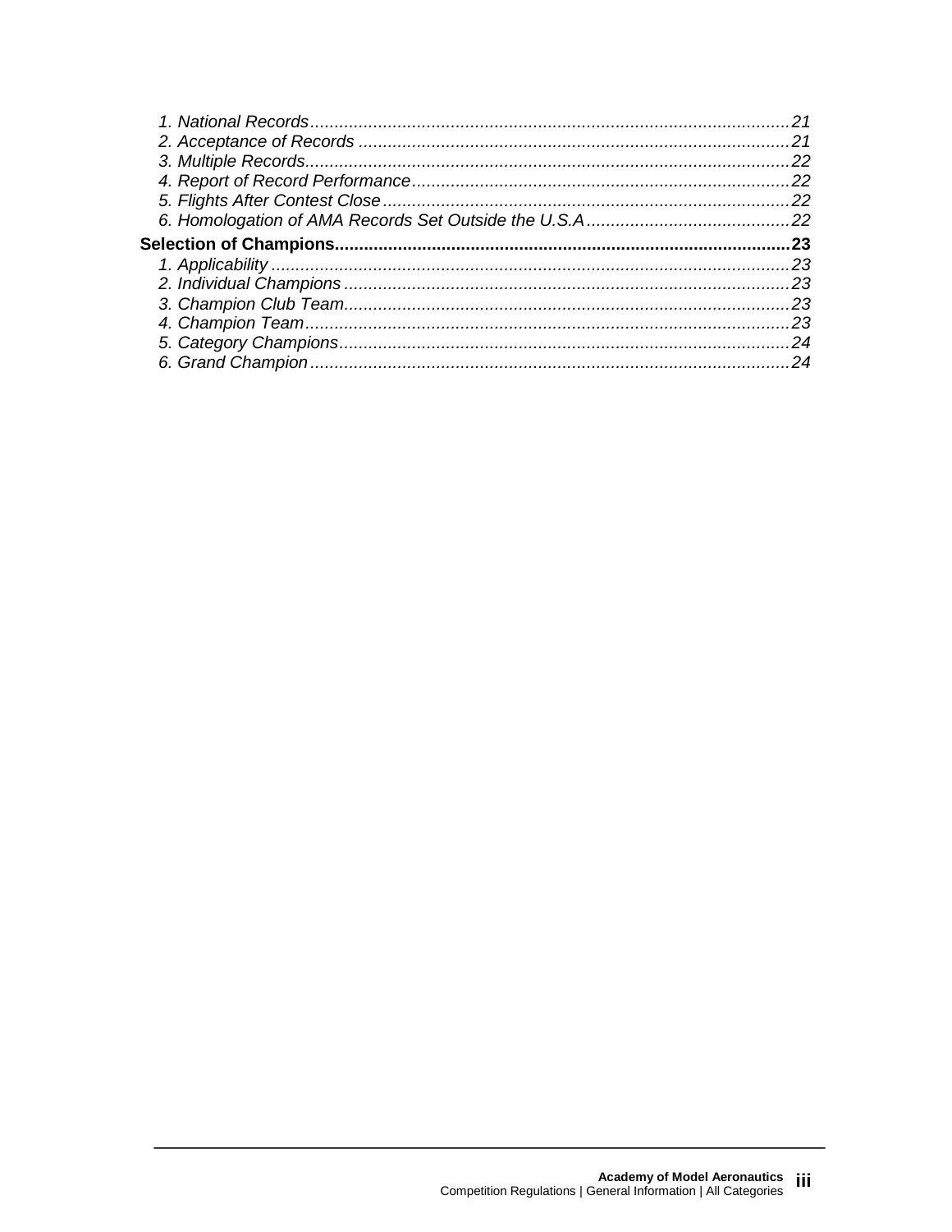*1. National Records*......21
*2. Acceptance of Records*......21
*3. Multiple Records*......22
*4. Report of Record Performance*......22
*5. Flights After Contest Close*......22
*6. Homologation of AMA Records Set Outside the U.S.A*......22

**Selection of Champions......23**

*1. Applicability*......23
*2. Individual Champions*......23
*3. Champion Club Team*......23
*4. Champion Team*......23
*5. Category Champions*......24
*6. Grand Champion*......24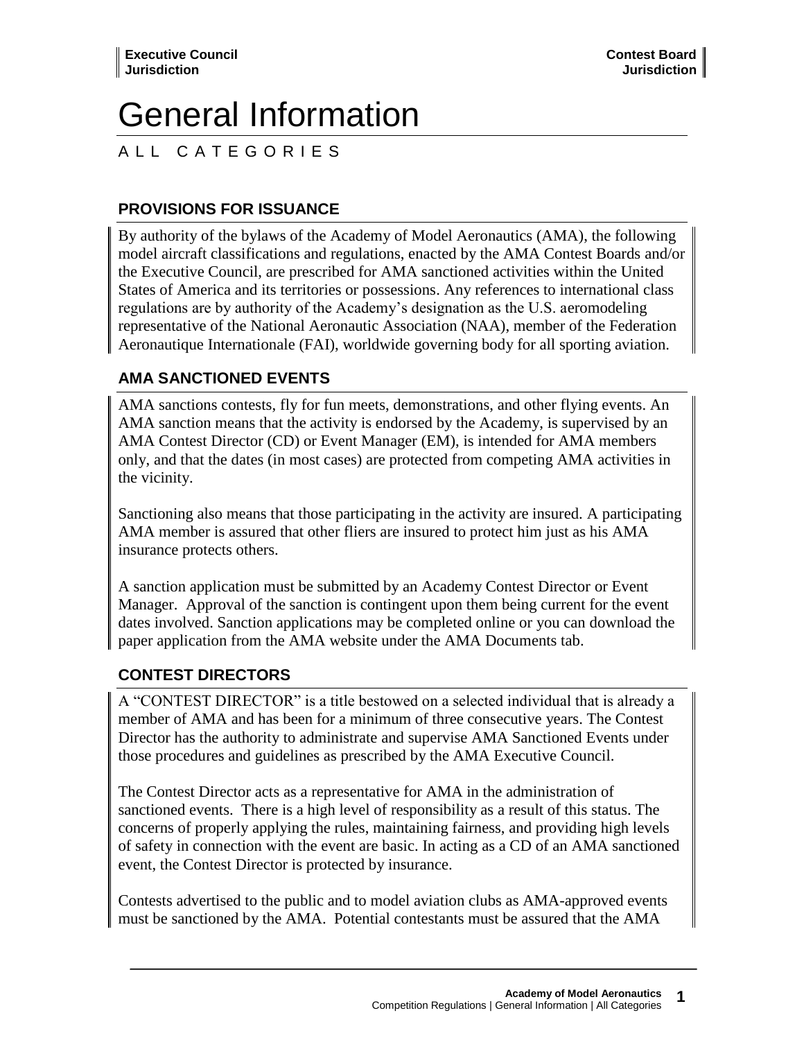**Executive Council Jurisdiction**

**Contest Board Jurisdiction**

# General Information

ALL CATEGORIES

## PROVISIONS FOR ISSUANCE

By authority of the bylaws of the Academy of Model Aeronautics (AMA), the following model aircraft classifications and regulations, enacted by the AMA Contest Boards and/or the Executive Council, are prescribed for AMA sanctioned activities within the United States of America and its territories or possessions. Any references to international class regulations are by authority of the Academy's designation as the U.S. aeromodeling representative of the National Aeronautic Association (NAA), member of the Federation Aeronautique Internationale (FAI), worldwide governing body for all sporting aviation.

## AMA SANCTIONED EVENTS

AMA sanctions contests, fly for fun meets, demonstrations, and other flying events. An AMA sanction means that the activity is endorsed by the Academy, is supervised by an AMA Contest Director (CD) or Event Manager (EM), is intended for AMA members only, and that the dates (in most cases) are protected from competing AMA activities in the vicinity.

Sanctioning also means that those participating in the activity are insured. A participating AMA member is assured that other fliers are insured to protect him just as his AMA insurance protects others.

A sanction application must be submitted by an Academy Contest Director or Event Manager. Approval of the sanction is contingent upon them being current for the event dates involved. Sanction applications may be completed online or you can download the paper application from the AMA website under the AMA Documents tab.

## CONTEST DIRECTORS

A "CONTEST DIRECTOR" is a title bestowed on a selected individual that is already a member of AMA and has been for a minimum of three consecutive years. The Contest Director has the authority to administrate and supervise AMA Sanctioned Events under those procedures and guidelines as prescribed by the AMA Executive Council.

The Contest Director acts as a representative for AMA in the administration of sanctioned events. There is a high level of responsibility as a result of this status. The concerns of properly applying the rules, maintaining fairness, and providing high levels of safety in connection with the event are basic. In acting as a CD of an AMA sanctioned event, the Contest Director is protected by insurance.

Contests advertised to the public and to model aviation clubs as AMA-approved events must be sanctioned by the AMA. Potential contestants must be assured that the AMA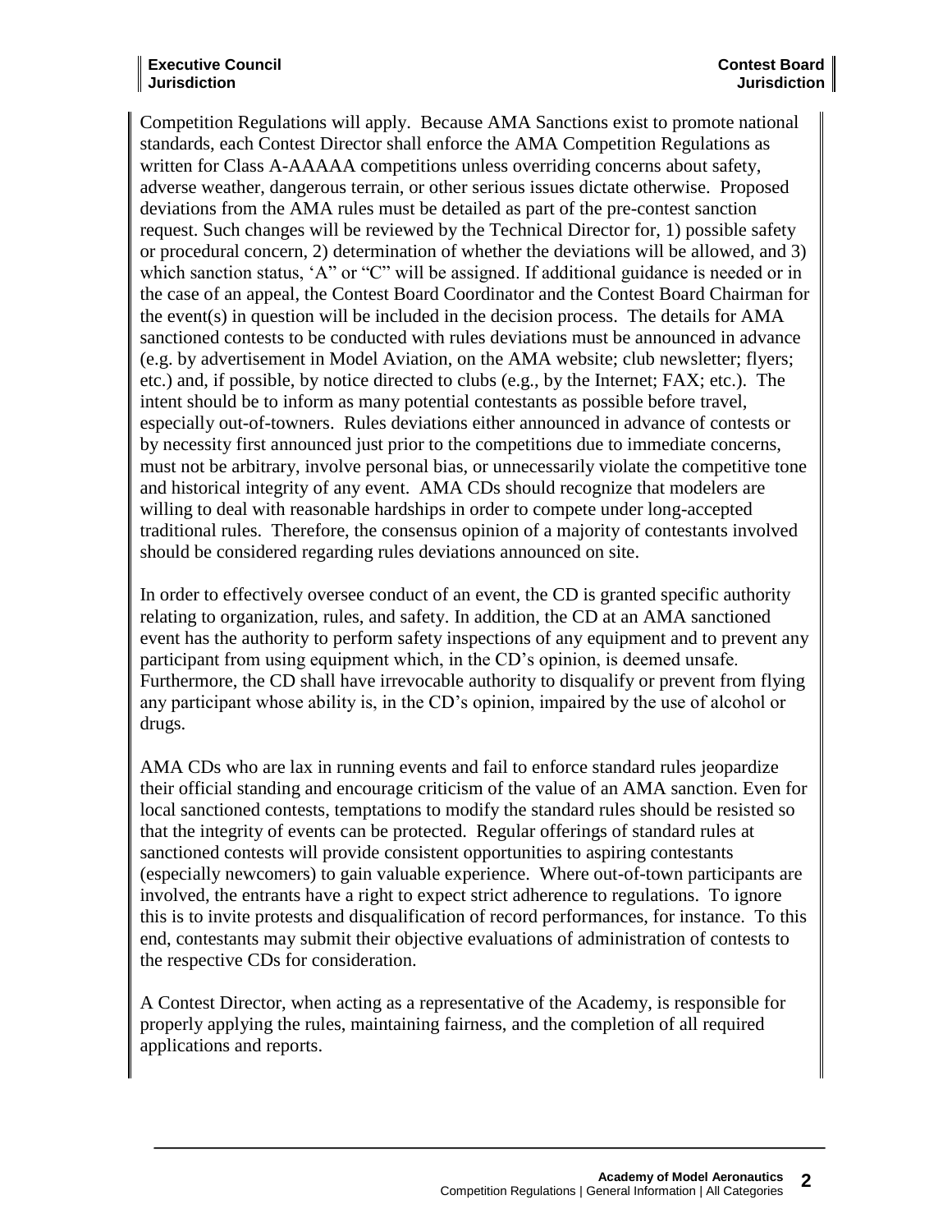Competition Regulations will apply. Because AMA Sanctions exist to promote national standards, each Contest Director shall enforce the AMA Competition Regulations as written for Class A-AAAAA competitions unless overriding concerns about safety, adverse weather, dangerous terrain, or other serious issues dictate otherwise. Proposed deviations from the AMA rules must be detailed as part of the pre-contest sanction request. Such changes will be reviewed by the Technical Director for, 1) possible safety or procedural concern, 2) determination of whether the deviations will be allowed, and 3) which sanction status, 'A" or "C" will be assigned. If additional guidance is needed or in the case of an appeal, the Contest Board Coordinator and the Contest Board Chairman for the event(s) in question will be included in the decision process. The details for AMA sanctioned contests to be conducted with rules deviations must be announced in advance (e.g. by advertisement in Model Aviation, on the AMA website; club newsletter; flyers; etc.) and, if possible, by notice directed to clubs (e.g., by the Internet; FAX; etc.). The intent should be to inform as many potential contestants as possible before travel, especially out-of-towners. Rules deviations either announced in advance of contests or by necessity first announced just prior to the competitions due to immediate concerns, must not be arbitrary, involve personal bias, or unnecessarily violate the competitive tone and historical integrity of any event. AMA CDs should recognize that modelers are willing to deal with reasonable hardships in order to compete under long-accepted traditional rules. Therefore, the consensus opinion of a majority of contestants involved should be considered regarding rules deviations announced on site.

In order to effectively oversee conduct of an event, the CD is granted specific authority relating to organization, rules, and safety. In addition, the CD at an AMA sanctioned event has the authority to perform safety inspections of any equipment and to prevent any participant from using equipment which, in the CD's opinion, is deemed unsafe. Furthermore, the CD shall have irrevocable authority to disqualify or prevent from flying any participant whose ability is, in the CD's opinion, impaired by the use of alcohol or drugs.

AMA CDs who are lax in running events and fail to enforce standard rules jeopardize their official standing and encourage criticism of the value of an AMA sanction. Even for local sanctioned contests, temptations to modify the standard rules should be resisted so that the integrity of events can be protected. Regular offerings of standard rules at sanctioned contests will provide consistent opportunities to aspiring contestants (especially newcomers) to gain valuable experience. Where out-of-town participants are involved, the entrants have a right to expect strict adherence to regulations. To ignore this is to invite protests and disqualification of record performances, for instance. To this end, contestants may submit their objective evaluations of administration of contests to the respective CDs for consideration.

A Contest Director, when acting as a representative of the Academy, is responsible for properly applying the rules, maintaining fairness, and the completion of all required applications and reports.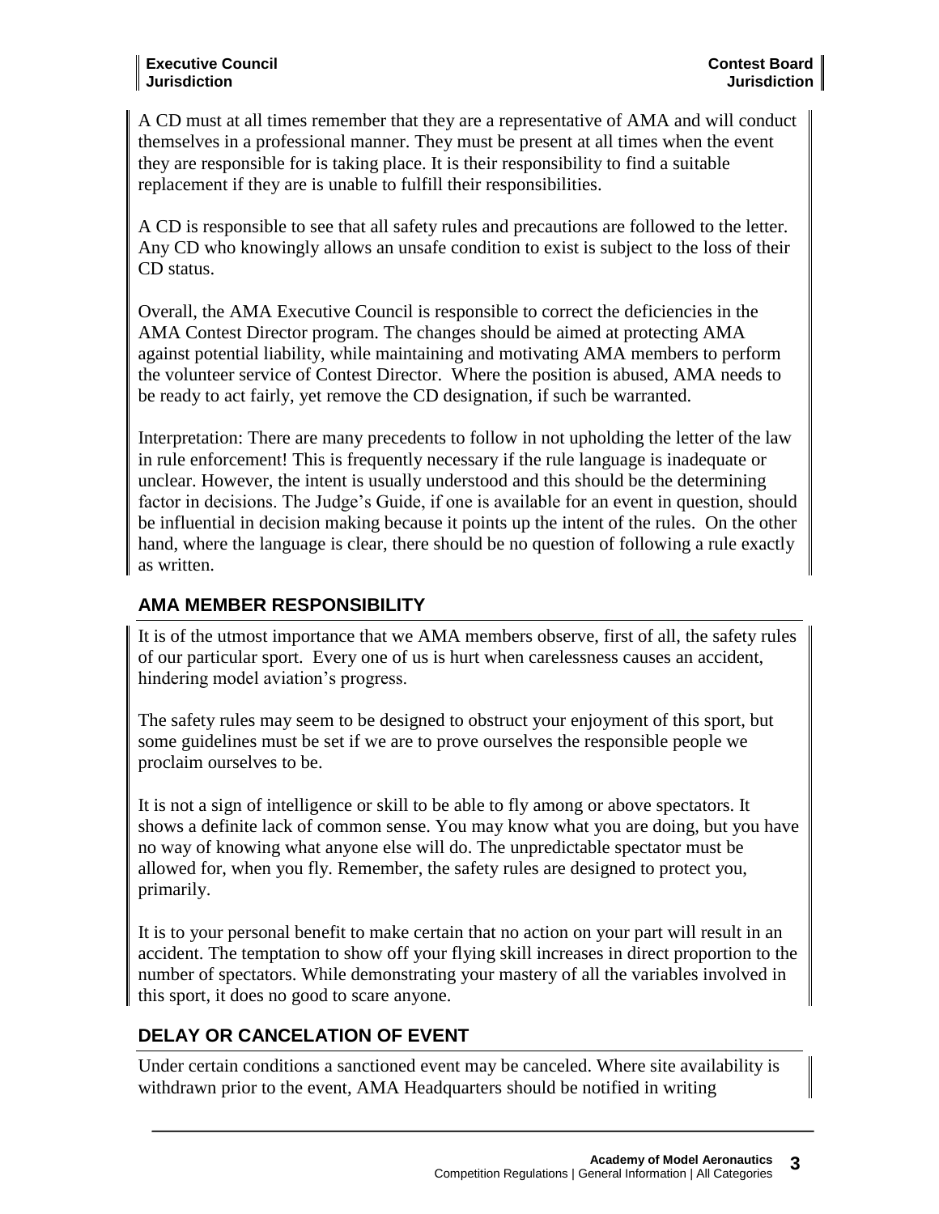A CD must at all times remember that they are a representative of AMA and will conduct themselves in a professional manner. They must be present at all times when the event they are responsible for is taking place. It is their responsibility to find a suitable replacement if they are is unable to fulfill their responsibilities.

A CD is responsible to see that all safety rules and precautions are followed to the letter. Any CD who knowingly allows an unsafe condition to exist is subject to the loss of their CD status.

Overall, the AMA Executive Council is responsible to correct the deficiencies in the AMA Contest Director program. The changes should be aimed at protecting AMA against potential liability, while maintaining and motivating AMA members to perform the volunteer service of Contest Director. Where the position is abused, AMA needs to be ready to act fairly, yet remove the CD designation, if such be warranted.

Interpretation: There are many precedents to follow in not upholding the letter of the law in rule enforcement! This is frequently necessary if the rule language is inadequate or unclear. However, the intent is usually understood and this should be the determining factor in decisions. The Judge's Guide, if one is available for an event in question, should be influential in decision making because it points up the intent of the rules. On the other hand, where the language is clear, there should be no question of following a rule exactly as written.

## AMA MEMBER RESPONSIBILITY

It is of the utmost importance that we AMA members observe, first of all, the safety rules of our particular sport. Every one of us is hurt when carelessness causes an accident, hindering model aviation's progress.

The safety rules may seem to be designed to obstruct your enjoyment of this sport, but some guidelines must be set if we are to prove ourselves the responsible people we proclaim ourselves to be.

It is not a sign of intelligence or skill to be able to fly among or above spectators. It shows a definite lack of common sense. You may know what you are doing, but you have no way of knowing what anyone else will do. The unpredictable spectator must be allowed for, when you fly. Remember, the safety rules are designed to protect you, primarily.

It is to your personal benefit to make certain that no action on your part will result in an accident. The temptation to show off your flying skill increases in direct proportion to the number of spectators. While demonstrating your mastery of all the variables involved in this sport, it does no good to scare anyone.

## DELAY OR CANCELATION OF EVENT

Under certain conditions a sanctioned event may be canceled. Where site availability is withdrawn prior to the event, AMA Headquarters should be notified in writing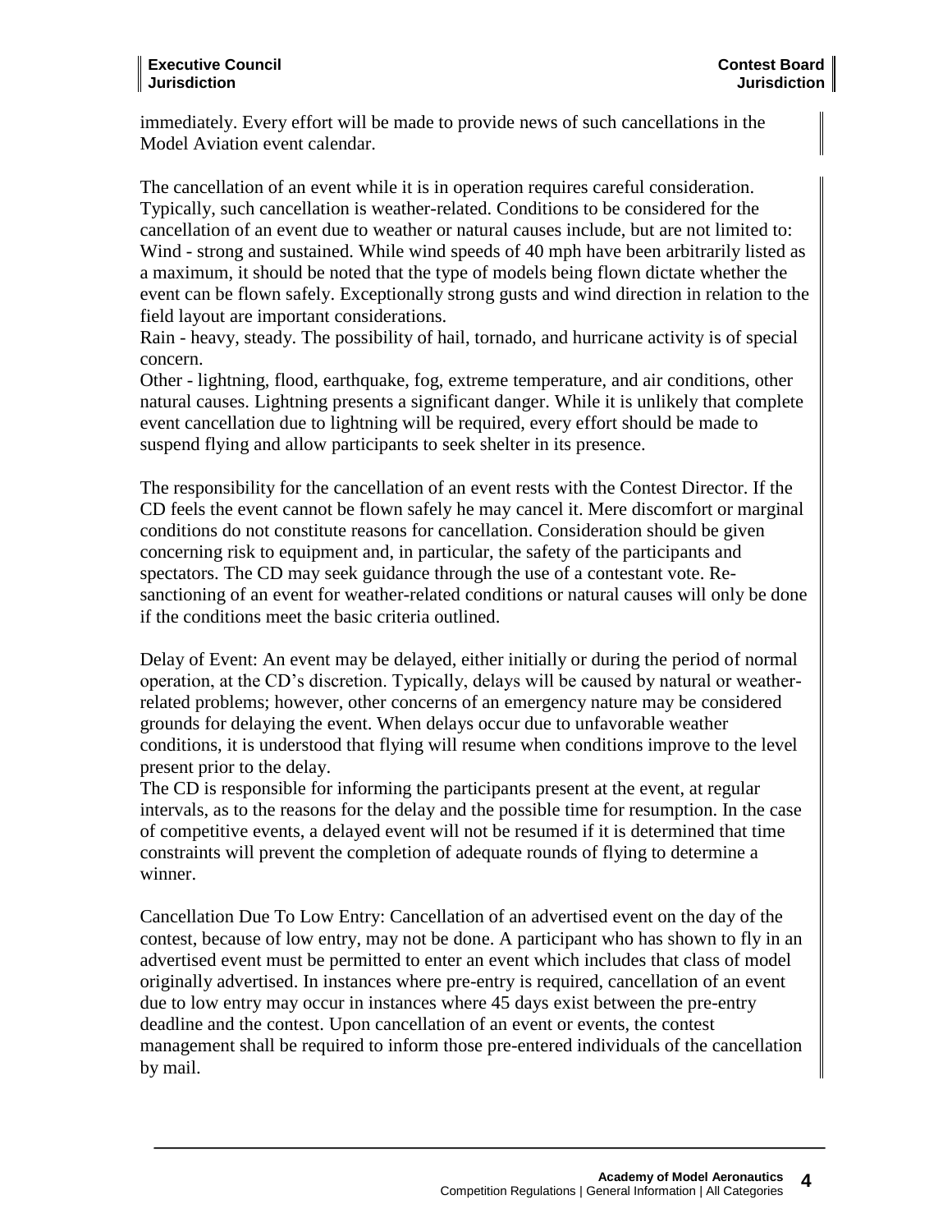immediately. Every effort will be made to provide news of such cancellations in the Model Aviation event calendar.

The cancellation of an event while it is in operation requires careful consideration. Typically, such cancellation is weather-related. Conditions to be considered for the cancellation of an event due to weather or natural causes include, but are not limited to:
Wind - strong and sustained. While wind speeds of 40 mph have been arbitrarily listed as a maximum, it should be noted that the type of models being flown dictate whether the event can be flown safely. Exceptionally strong gusts and wind direction in relation to the field layout are important considerations.
Rain - heavy, steady. The possibility of hail, tornado, and hurricane activity is of special concern.
Other - lightning, flood, earthquake, fog, extreme temperature, and air conditions, other natural causes. Lightning presents a significant danger. While it is unlikely that complete event cancellation due to lightning will be required, every effort should be made to suspend flying and allow participants to seek shelter in its presence.

The responsibility for the cancellation of an event rests with the Contest Director. If the CD feels the event cannot be flown safely he may cancel it. Mere discomfort or marginal conditions do not constitute reasons for cancellation. Consideration should be given concerning risk to equipment and, in particular, the safety of the participants and spectators. The CD may seek guidance through the use of a contestant vote. Re-sanctioning of an event for weather-related conditions or natural causes will only be done if the conditions meet the basic criteria outlined.

Delay of Event: An event may be delayed, either initially or during the period of normal operation, at the CD's discretion. Typically, delays will be caused by natural or weather-related problems; however, other concerns of an emergency nature may be considered grounds for delaying the event. When delays occur due to unfavorable weather conditions, it is understood that flying will resume when conditions improve to the level present prior to the delay.
The CD is responsible for informing the participants present at the event, at regular intervals, as to the reasons for the delay and the possible time for resumption. In the case of competitive events, a delayed event will not be resumed if it is determined that time constraints will prevent the completion of adequate rounds of flying to determine a winner.

Cancellation Due To Low Entry: Cancellation of an advertised event on the day of the contest, because of low entry, may not be done. A participant who has shown to fly in an advertised event must be permitted to enter an event which includes that class of model originally advertised. In instances where pre-entry is required, cancellation of an event due to low entry may occur in instances where 45 days exist between the pre-entry deadline and the contest. Upon cancellation of an event or events, the contest management shall be required to inform those pre-entered individuals of the cancellation by mail.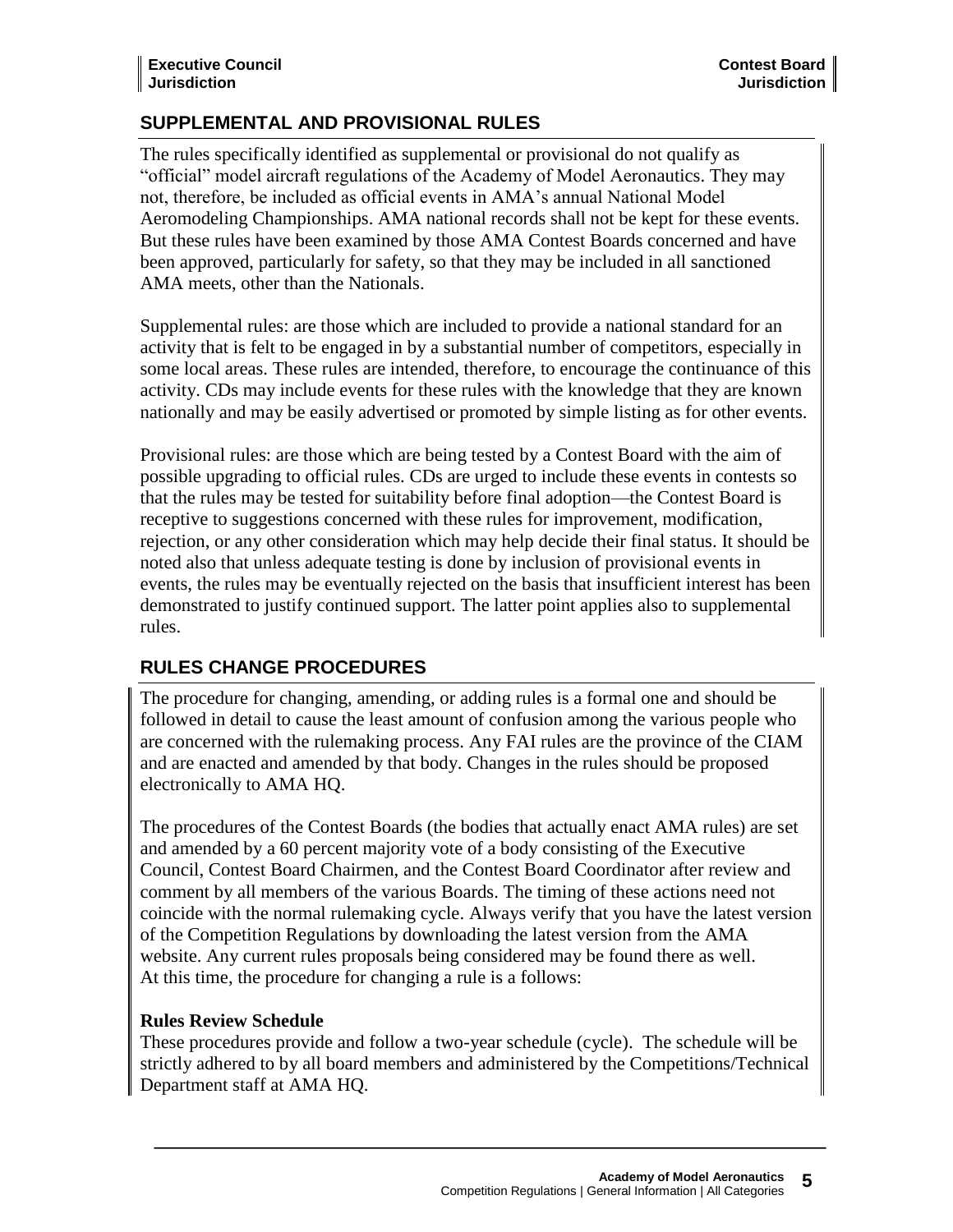## SUPPLEMENTAL AND PROVISIONAL RULES

The rules specifically identified as supplemental or provisional do not qualify as "official" model aircraft regulations of the Academy of Model Aeronautics. They may not, therefore, be included as official events in AMA's annual National Model Aeromodeling Championships. AMA national records shall not be kept for these events. But these rules have been examined by those AMA Contest Boards concerned and have been approved, particularly for safety, so that they may be included in all sanctioned AMA meets, other than the Nationals.

Supplemental rules: are those which are included to provide a national standard for an activity that is felt to be engaged in by a substantial number of competitors, especially in some local areas. These rules are intended, therefore, to encourage the continuance of this activity. CDs may include events for these rules with the knowledge that they are known nationally and may be easily advertised or promoted by simple listing as for other events.

Provisional rules: are those which are being tested by a Contest Board with the aim of possible upgrading to official rules. CDs are urged to include these events in contests so that the rules may be tested for suitability before final adoption—the Contest Board is receptive to suggestions concerned with these rules for improvement, modification, rejection, or any other consideration which may help decide their final status. It should be noted also that unless adequate testing is done by inclusion of provisional events in events, the rules may be eventually rejected on the basis that insufficient interest has been demonstrated to justify continued support. The latter point applies also to supplemental rules.

## RULES CHANGE PROCEDURES

The procedure for changing, amending, or adding rules is a formal one and should be followed in detail to cause the least amount of confusion among the various people who are concerned with the rulemaking process. Any FAI rules are the province of the CIAM and are enacted and amended by that body. Changes in the rules should be proposed electronically to AMA HQ.

The procedures of the Contest Boards (the bodies that actually enact AMA rules) are set and amended by a 60 percent majority vote of a body consisting of the Executive Council, Contest Board Chairmen, and the Contest Board Coordinator after review and comment by all members of the various Boards. The timing of these actions need not coincide with the normal rulemaking cycle. Always verify that you have the latest version of the Competition Regulations by downloading the latest version from the AMA website. Any current rules proposals being considered may be found there as well. At this time, the procedure for changing a rule is a follows:

**Rules Review Schedule**

These procedures provide and follow a two-year schedule (cycle). The schedule will be strictly adhered to by all board members and administered by the Competitions/Technical Department staff at AMA HQ.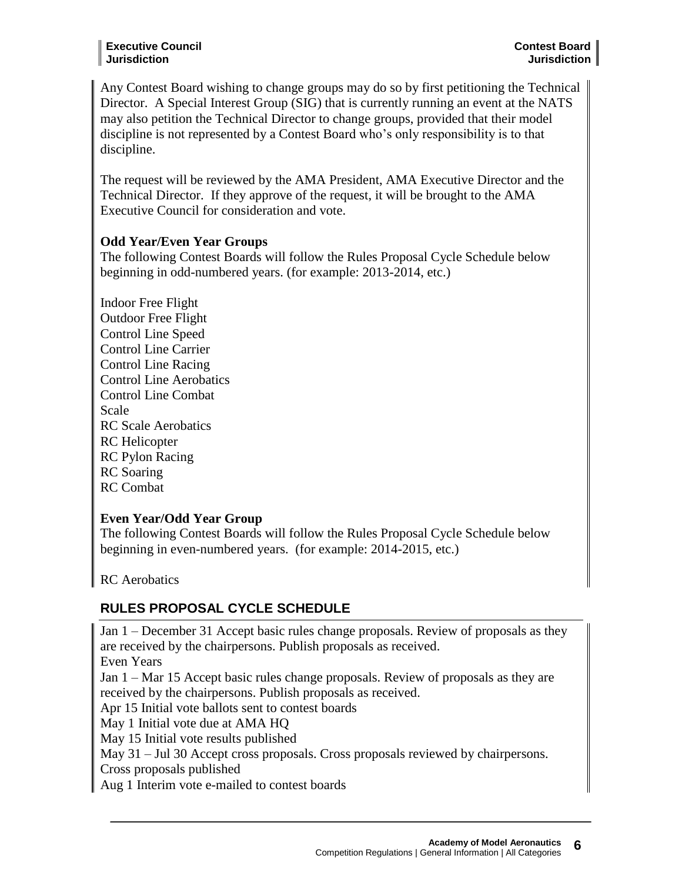Any Contest Board wishing to change groups may do so by first petitioning the Technical Director. A Special Interest Group (SIG) that is currently running an event at the NATS may also petition the Technical Director to change groups, provided that their model discipline is not represented by a Contest Board who's only responsibility is to that discipline.

The request will be reviewed by the AMA President, AMA Executive Director and the Technical Director. If they approve of the request, it will be brought to the AMA Executive Council for consideration and vote.

**Odd Year/Even Year Groups**
The following Contest Boards will follow the Rules Proposal Cycle Schedule below beginning in odd-numbered years. (for example: 2013-2014, etc.)

Indoor Free Flight
Outdoor Free Flight
Control Line Speed
Control Line Carrier
Control Line Racing
Control Line Aerobatics
Control Line Combat
Scale
RC Scale Aerobatics
RC Helicopter
RC Pylon Racing
RC Soaring
RC Combat

**Even Year/Odd Year Group**
The following Contest Boards will follow the Rules Proposal Cycle Schedule below beginning in even-numbered years. (for example: 2014-2015, etc.)

RC Aerobatics

## RULES PROPOSAL CYCLE SCHEDULE

Jan 1 – December 31 Accept basic rules change proposals. Review of proposals as they are received by the chairpersons. Publish proposals as received.
Even Years
Jan 1 – Mar 15 Accept basic rules change proposals. Review of proposals as they are received by the chairpersons. Publish proposals as received.
Apr 15 Initial vote ballots sent to contest boards
May 1 Initial vote due at AMA HQ
May 15 Initial vote results published
May 31 – Jul 30 Accept cross proposals. Cross proposals reviewed by chairpersons. Cross proposals published
Aug 1 Interim vote e-mailed to contest boards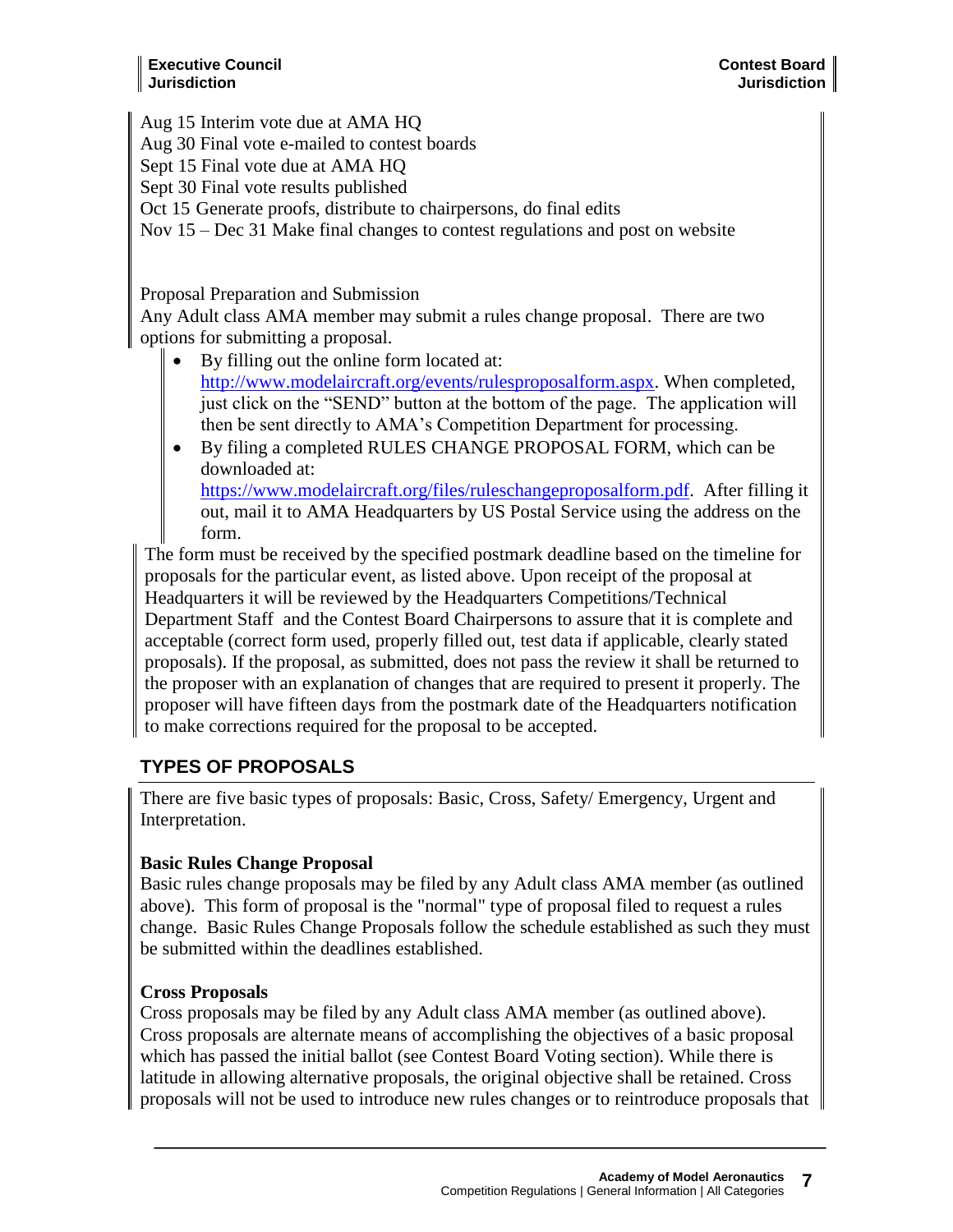Aug 15 Interim vote due at AMA HQ
Aug 30 Final vote e-mailed to contest boards
Sept 15 Final vote due at AMA HQ
Sept 30 Final vote results published
Oct 15 Generate proofs, distribute to chairpersons, do final edits
Nov 15 – Dec 31 Make final changes to contest regulations and post on website

Proposal Preparation and Submission
Any Adult class AMA member may submit a rules change proposal. There are two options for submitting a proposal.

- By filling out the online form located at: http://www.modelaircraft.org/events/rulesproposalform.aspx. When completed, just click on the "SEND" button at the bottom of the page. The application will then be sent directly to AMA's Competition Department for processing.
- By filing a completed RULES CHANGE PROPOSAL FORM, which can be downloaded at: https://www.modelaircraft.org/files/ruleschangeproposalform.pdf. After filling it out, mail it to AMA Headquarters by US Postal Service using the address on the form.

The form must be received by the specified postmark deadline based on the timeline for proposals for the particular event, as listed above. Upon receipt of the proposal at Headquarters it will be reviewed by the Headquarters Competitions/Technical Department Staff and the Contest Board Chairpersons to assure that it is complete and acceptable (correct form used, properly filled out, test data if applicable, clearly stated proposals). If the proposal, as submitted, does not pass the review it shall be returned to the proposer with an explanation of changes that are required to present it properly. The proposer will have fifteen days from the postmark date of the Headquarters notification to make corrections required for the proposal to be accepted.

## TYPES OF PROPOSALS

There are five basic types of proposals: Basic, Cross, Safety/ Emergency, Urgent and Interpretation.

**Basic Rules Change Proposal**
Basic rules change proposals may be filed by any Adult class AMA member (as outlined above). This form of proposal is the "normal" type of proposal filed to request a rules change. Basic Rules Change Proposals follow the schedule established as such they must be submitted within the deadlines established.

**Cross Proposals**
Cross proposals may be filed by any Adult class AMA member (as outlined above). Cross proposals are alternate means of accomplishing the objectives of a basic proposal which has passed the initial ballot (see Contest Board Voting section). While there is latitude in allowing alternative proposals, the original objective shall be retained. Cross proposals will not be used to introduce new rules changes or to reintroduce proposals that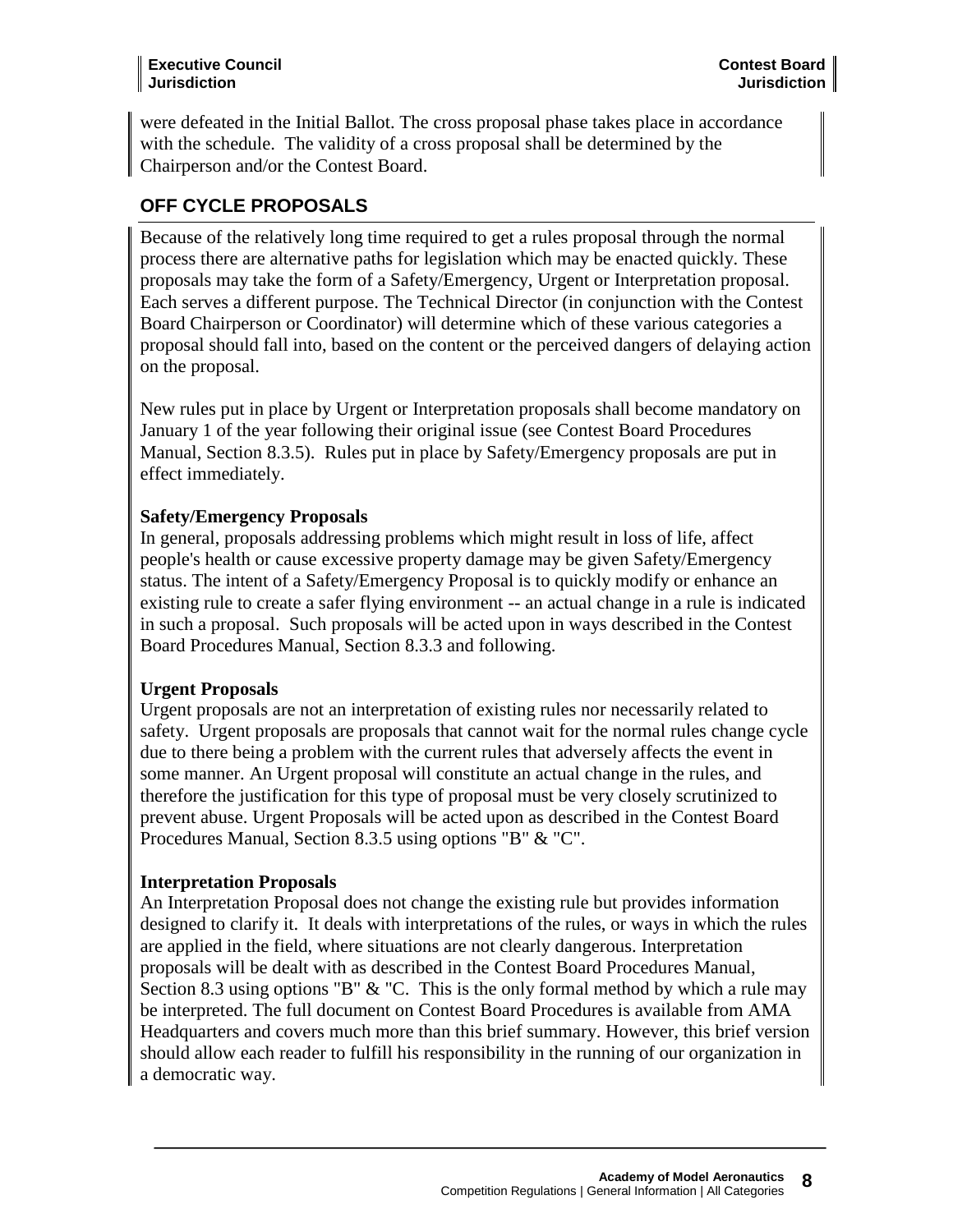were defeated in the Initial Ballot. The cross proposal phase takes place in accordance with the schedule. The validity of a cross proposal shall be determined by the Chairperson and/or the Contest Board.

## OFF CYCLE PROPOSALS

Because of the relatively long time required to get a rules proposal through the normal process there are alternative paths for legislation which may be enacted quickly. These proposals may take the form of a Safety/Emergency, Urgent or Interpretation proposal. Each serves a different purpose. The Technical Director (in conjunction with the Contest Board Chairperson or Coordinator) will determine which of these various categories a proposal should fall into, based on the content or the perceived dangers of delaying action on the proposal.

New rules put in place by Urgent or Interpretation proposals shall become mandatory on January 1 of the year following their original issue (see Contest Board Procedures Manual, Section 8.3.5). Rules put in place by Safety/Emergency proposals are put in effect immediately.

**Safety/Emergency Proposals**
In general, proposals addressing problems which might result in loss of life, affect people's health or cause excessive property damage may be given Safety/Emergency status. The intent of a Safety/Emergency Proposal is to quickly modify or enhance an existing rule to create a safer flying environment -- an actual change in a rule is indicated in such a proposal. Such proposals will be acted upon in ways described in the Contest Board Procedures Manual, Section 8.3.3 and following.

**Urgent Proposals**
Urgent proposals are not an interpretation of existing rules nor necessarily related to safety. Urgent proposals are proposals that cannot wait for the normal rules change cycle due to there being a problem with the current rules that adversely affects the event in some manner. An Urgent proposal will constitute an actual change in the rules, and therefore the justification for this type of proposal must be very closely scrutinized to prevent abuse. Urgent Proposals will be acted upon as described in the Contest Board Procedures Manual, Section 8.3.5 using options "B" & "C".

**Interpretation Proposals**
An Interpretation Proposal does not change the existing rule but provides information designed to clarify it. It deals with interpretations of the rules, or ways in which the rules are applied in the field, where situations are not clearly dangerous. Interpretation proposals will be dealt with as described in the Contest Board Procedures Manual, Section 8.3 using options "B" & "C. This is the only formal method by which a rule may be interpreted. The full document on Contest Board Procedures is available from AMA Headquarters and covers much more than this brief summary. However, this brief version should allow each reader to fulfill his responsibility in the running of our organization in a democratic way.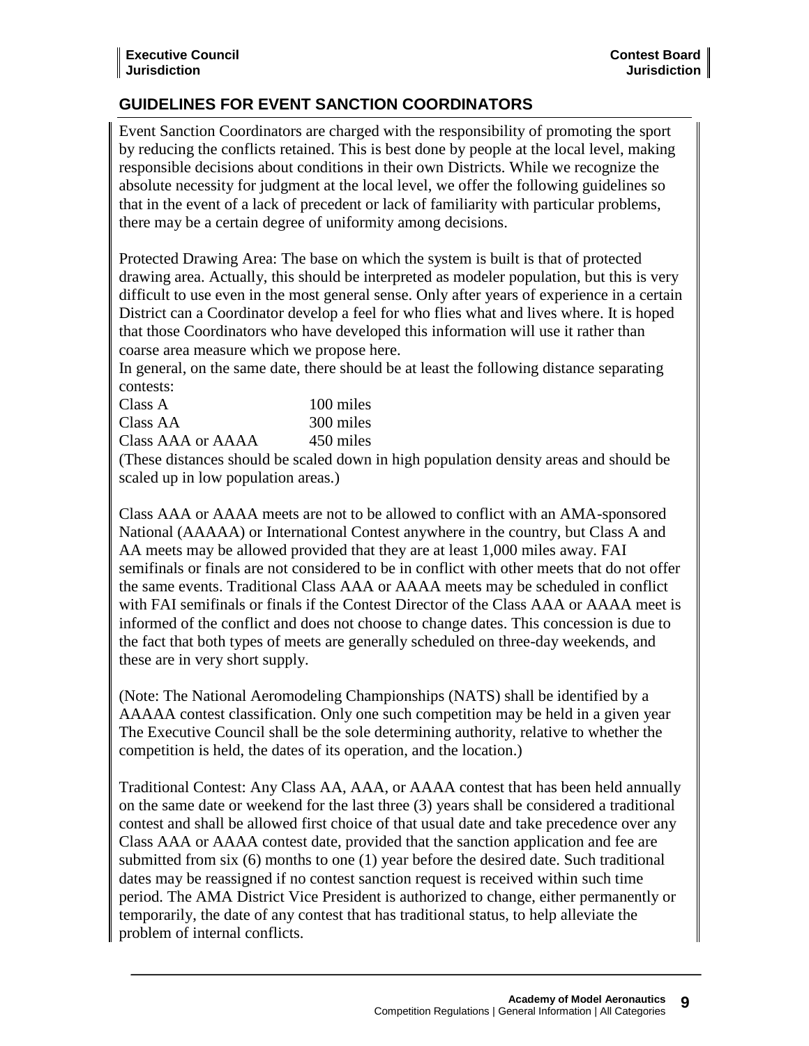## GUIDELINES FOR EVENT SANCTION COORDINATORS

Event Sanction Coordinators are charged with the responsibility of promoting the sport by reducing the conflicts retained. This is best done by people at the local level, making responsible decisions about conditions in their own Districts. While we recognize the absolute necessity for judgment at the local level, we offer the following guidelines so that in the event of a lack of precedent or lack of familiarity with particular problems, there may be a certain degree of uniformity among decisions.

Protected Drawing Area: The base on which the system is built is that of protected drawing area. Actually, this should be interpreted as modeler population, but this is very difficult to use even in the most general sense. Only after years of experience in a certain District can a Coordinator develop a feel for who flies what and lives where. It is hoped that those Coordinators who have developed this information will use it rather than coarse area measure which we propose here.

In general, on the same date, there should be at least the following distance separating contests:

| | |
|---|---|
| Class A | 100 miles |
| Class AA | 300 miles |
| Class AAA or AAAA | 450 miles |

(These distances should be scaled down in high population density areas and should be scaled up in low population areas.)

Class AAA or AAAA meets are not to be allowed to conflict with an AMA-sponsored National (AAAAA) or International Contest anywhere in the country, but Class A and AA meets may be allowed provided that they are at least 1,000 miles away. FAI semifinals or finals are not considered to be in conflict with other meets that do not offer the same events. Traditional Class AAA or AAAA meets may be scheduled in conflict with FAI semifinals or finals if the Contest Director of the Class AAA or AAAA meet is informed of the conflict and does not choose to change dates. This concession is due to the fact that both types of meets are generally scheduled on three-day weekends, and these are in very short supply.

(Note: The National Aeromodeling Championships (NATS) shall be identified by a AAAAA contest classification. Only one such competition may be held in a given year The Executive Council shall be the sole determining authority, relative to whether the competition is held, the dates of its operation, and the location.)

Traditional Contest: Any Class AA, AAA, or AAAA contest that has been held annually on the same date or weekend for the last three (3) years shall be considered a traditional contest and shall be allowed first choice of that usual date and take precedence over any Class AAA or AAAA contest date, provided that the sanction application and fee are submitted from six (6) months to one (1) year before the desired date. Such traditional dates may be reassigned if no contest sanction request is received within such time period. The AMA District Vice President is authorized to change, either permanently or temporarily, the date of any contest that has traditional status, to help alleviate the problem of internal conflicts.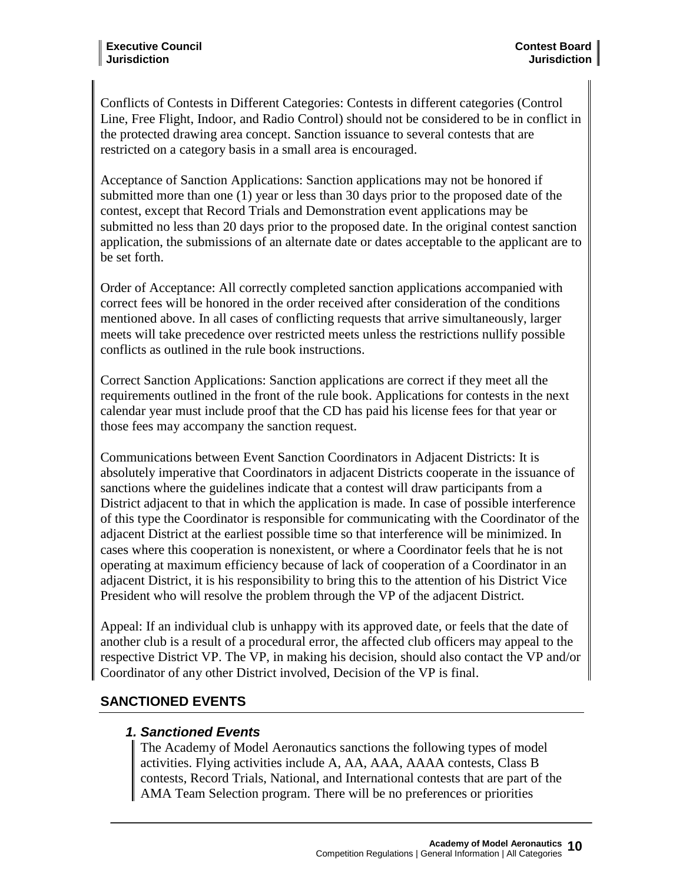Conflicts of Contests in Different Categories: Contests in different categories (Control Line, Free Flight, Indoor, and Radio Control) should not be considered to be in conflict in the protected drawing area concept. Sanction issuance to several contests that are restricted on a category basis in a small area is encouraged.

Acceptance of Sanction Applications: Sanction applications may not be honored if submitted more than one (1) year or less than 30 days prior to the proposed date of the contest, except that Record Trials and Demonstration event applications may be submitted no less than 20 days prior to the proposed date. In the original contest sanction application, the submissions of an alternate date or dates acceptable to the applicant are to be set forth.

Order of Acceptance: All correctly completed sanction applications accompanied with correct fees will be honored in the order received after consideration of the conditions mentioned above. In all cases of conflicting requests that arrive simultaneously, larger meets will take precedence over restricted meets unless the restrictions nullify possible conflicts as outlined in the rule book instructions.

Correct Sanction Applications: Sanction applications are correct if they meet all the requirements outlined in the front of the rule book. Applications for contests in the next calendar year must include proof that the CD has paid his license fees for that year or those fees may accompany the sanction request.

Communications between Event Sanction Coordinators in Adjacent Districts: It is absolutely imperative that Coordinators in adjacent Districts cooperate in the issuance of sanctions where the guidelines indicate that a contest will draw participants from a District adjacent to that in which the application is made. In case of possible interference of this type the Coordinator is responsible for communicating with the Coordinator of the adjacent District at the earliest possible time so that interference will be minimized. In cases where this cooperation is nonexistent, or where a Coordinator feels that he is not operating at maximum efficiency because of lack of cooperation of a Coordinator in an adjacent District, it is his responsibility to bring this to the attention of his District Vice President who will resolve the problem through the VP of the adjacent District.

Appeal: If an individual club is unhappy with its approved date, or feels that the date of another club is a result of a procedural error, the affected club officers may appeal to the respective District VP. The VP, in making his decision, should also contact the VP and/or Coordinator of any other District involved, Decision of the VP is final.

## SANCTIONED EVENTS

### *1. Sanctioned Events*

The Academy of Model Aeronautics sanctions the following types of model activities. Flying activities include A, AA, AAA, AAAA contests, Class B contests, Record Trials, National, and International contests that are part of the AMA Team Selection program. There will be no preferences or priorities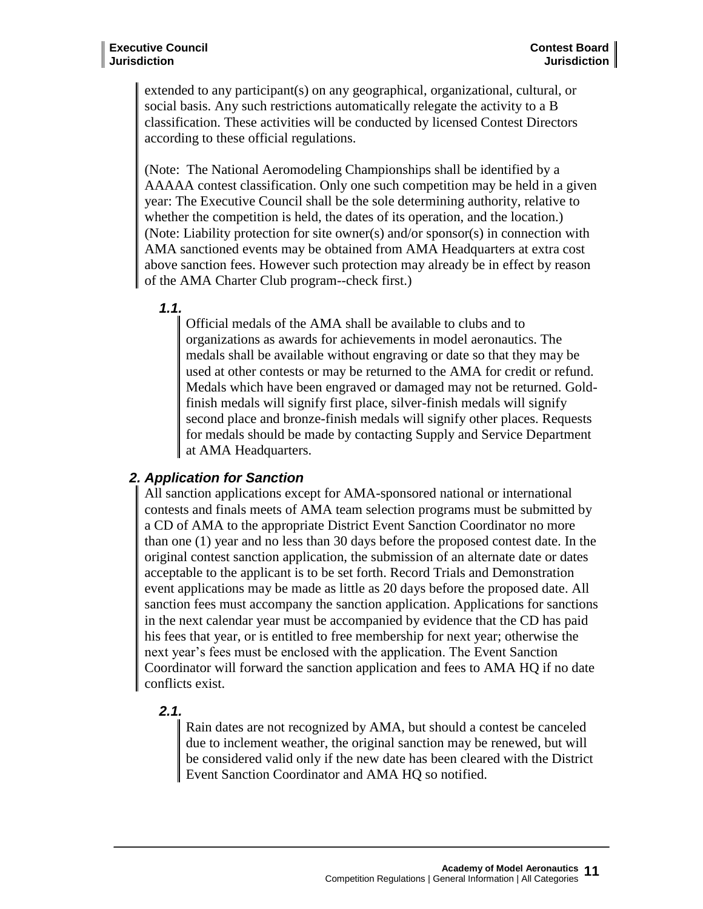extended to any participant(s) on any geographical, organizational, cultural, or social basis. Any such restrictions automatically relegate the activity to a B classification. These activities will be conducted by licensed Contest Directors according to these official regulations.

(Note: The National Aeromodeling Championships shall be identified by a AAAAA contest classification. Only one such competition may be held in a given year: The Executive Council shall be the sole determining authority, relative to whether the competition is held, the dates of its operation, and the location.) (Note: Liability protection for site owner(s) and/or sponsor(s) in connection with AMA sanctioned events may be obtained from AMA Headquarters at extra cost above sanction fees. However such protection may already be in effect by reason of the AMA Charter Club program--check first.)

### *1.1.*

Official medals of the AMA shall be available to clubs and to organizations as awards for achievements in model aeronautics. The medals shall be available without engraving or date so that they may be used at other contests or may be returned to the AMA for credit or refund. Medals which have been engraved or damaged may not be returned. Gold-finish medals will signify first place, silver-finish medals will signify second place and bronze-finish medals will signify other places. Requests for medals should be made by contacting Supply and Service Department at AMA Headquarters.

## *2. Application for Sanction*

All sanction applications except for AMA-sponsored national or international contests and finals meets of AMA team selection programs must be submitted by a CD of AMA to the appropriate District Event Sanction Coordinator no more than one (1) year and no less than 30 days before the proposed contest date. In the original contest sanction application, the submission of an alternate date or dates acceptable to the applicant is to be set forth. Record Trials and Demonstration event applications may be made as little as 20 days before the proposed date. All sanction fees must accompany the sanction application. Applications for sanctions in the next calendar year must be accompanied by evidence that the CD has paid his fees that year, or is entitled to free membership for next year; otherwise the next year's fees must be enclosed with the application. The Event Sanction Coordinator will forward the sanction application and fees to AMA HQ if no date conflicts exist.

### *2.1.*

Rain dates are not recognized by AMA, but should a contest be canceled due to inclement weather, the original sanction may be renewed, but will be considered valid only if the new date has been cleared with the District Event Sanction Coordinator and AMA HQ so notified.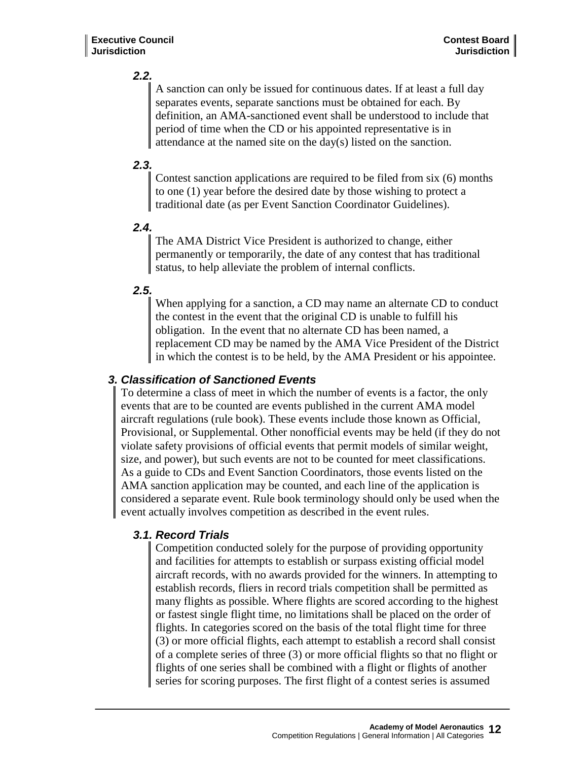#### 2.2.

A sanction can only be issued for continuous dates. If at least a full day separates events, separate sanctions must be obtained for each. By definition, an AMA-sanctioned event shall be understood to include that period of time when the CD or his appointed representative is in attendance at the named site on the day(s) listed on the sanction.

#### 2.3.

Contest sanction applications are required to be filed from six (6) months to one (1) year before the desired date by those wishing to protect a traditional date (as per Event Sanction Coordinator Guidelines).

#### 2.4.

The AMA District Vice President is authorized to change, either permanently or temporarily, the date of any contest that has traditional status, to help alleviate the problem of internal conflicts.

#### 2.5.

When applying for a sanction, a CD may name an alternate CD to conduct the contest in the event that the original CD is unable to fulfill his obligation. In the event that no alternate CD has been named, a replacement CD may be named by the AMA Vice President of the District in which the contest is to be held, by the AMA President or his appointee.

### 3. Classification of Sanctioned Events

To determine a class of meet in which the number of events is a factor, the only events that are to be counted are events published in the current AMA model aircraft regulations (rule book). These events include those known as Official, Provisional, or Supplemental. Other nonofficial events may be held (if they do not violate safety provisions of official events that permit models of similar weight, size, and power), but such events are not to be counted for meet classifications. As a guide to CDs and Event Sanction Coordinators, those events listed on the AMA sanction application may be counted, and each line of the application is considered a separate event. Rule book terminology should only be used when the event actually involves competition as described in the event rules.

#### 3.1. Record Trials

Competition conducted solely for the purpose of providing opportunity and facilities for attempts to establish or surpass existing official model aircraft records, with no awards provided for the winners. In attempting to establish records, fliers in record trials competition shall be permitted as many flights as possible. Where flights are scored according to the highest or fastest single flight time, no limitations shall be placed on the order of flights. In categories scored on the basis of the total flight time for three (3) or more official flights, each attempt to establish a record shall consist of a complete series of three (3) or more official flights so that no flight or flights of one series shall be combined with a flight or flights of another series for scoring purposes. The first flight of a contest series is assumed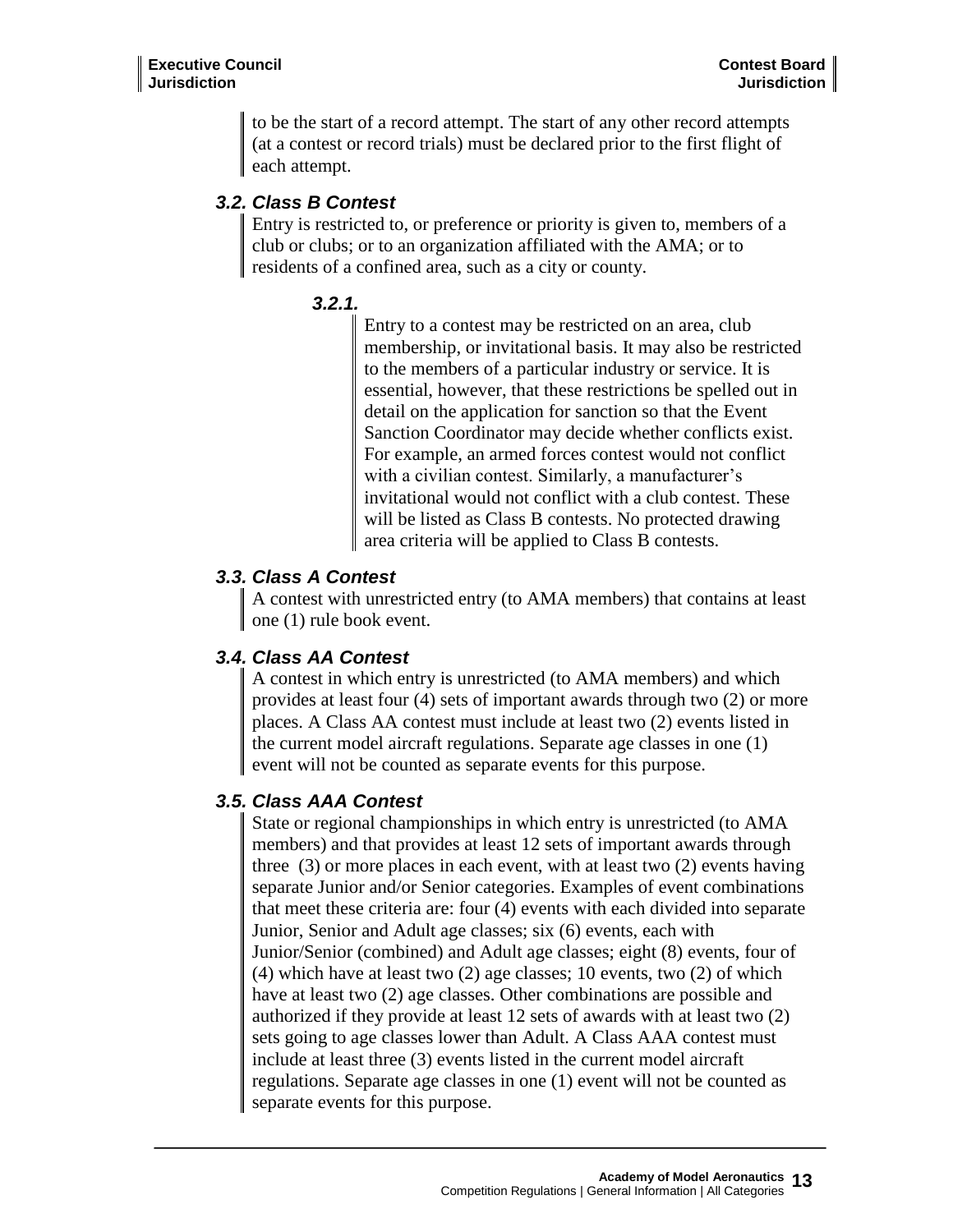to be the start of a record attempt. The start of any other record attempts (at a contest or record trials) must be declared prior to the first flight of each attempt.

### *3.2. Class B Contest*

Entry is restricted to, or preference or priority is given to, members of a club or clubs; or to an organization affiliated with the AMA; or to residents of a confined area, such as a city or county.

#### *3.2.1.*

Entry to a contest may be restricted on an area, club membership, or invitational basis. It may also be restricted to the members of a particular industry or service. It is essential, however, that these restrictions be spelled out in detail on the application for sanction so that the Event Sanction Coordinator may decide whether conflicts exist. For example, an armed forces contest would not conflict with a civilian contest. Similarly, a manufacturer's invitational would not conflict with a club contest. These will be listed as Class B contests. No protected drawing area criteria will be applied to Class B contests.

### *3.3. Class A Contest*

A contest with unrestricted entry (to AMA members) that contains at least one (1) rule book event.

### *3.4. Class AA Contest*

A contest in which entry is unrestricted (to AMA members) and which provides at least four (4) sets of important awards through two (2) or more places. A Class AA contest must include at least two (2) events listed in the current model aircraft regulations. Separate age classes in one (1) event will not be counted as separate events for this purpose.

### *3.5. Class AAA Contest*

State or regional championships in which entry is unrestricted (to AMA members) and that provides at least 12 sets of important awards through three (3) or more places in each event, with at least two (2) events having separate Junior and/or Senior categories. Examples of event combinations that meet these criteria are: four (4) events with each divided into separate Junior, Senior and Adult age classes; six (6) events, each with Junior/Senior (combined) and Adult age classes; eight (8) events, four of (4) which have at least two (2) age classes; 10 events, two (2) of which have at least two (2) age classes. Other combinations are possible and authorized if they provide at least 12 sets of awards with at least two (2) sets going to age classes lower than Adult. A Class AAA contest must include at least three (3) events listed in the current model aircraft regulations. Separate age classes in one (1) event will not be counted as separate events for this purpose.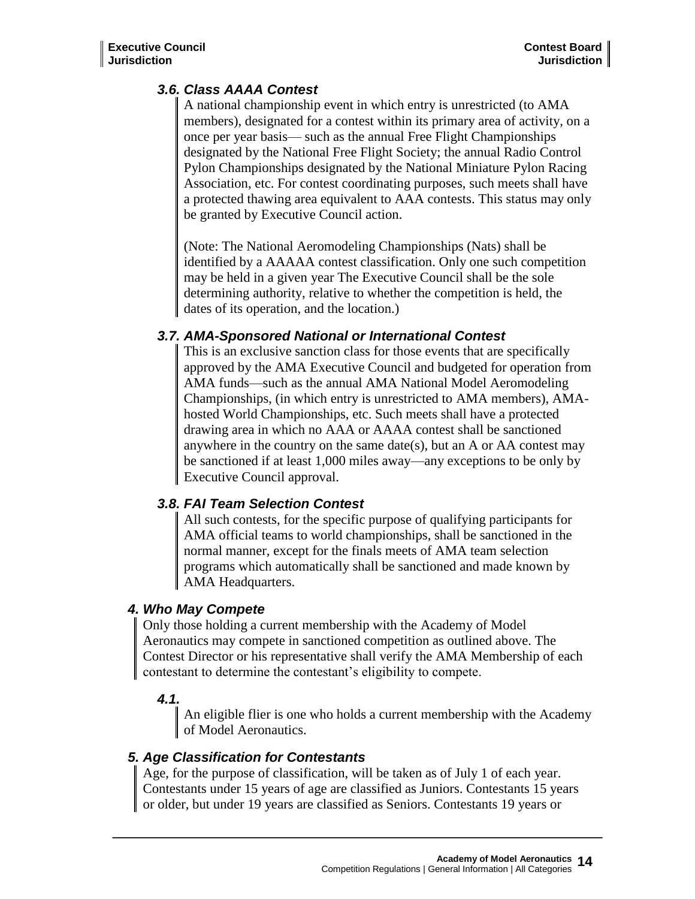### 3.6. Class AAAA Contest

A national championship event in which entry is unrestricted (to AMA members), designated for a contest within its primary area of activity, on a once per year basis— such as the annual Free Flight Championships designated by the National Free Flight Society; the annual Radio Control Pylon Championships designated by the National Miniature Pylon Racing Association, etc. For contest coordinating purposes, such meets shall have a protected thawing area equivalent to AAA contests. This status may only be granted by Executive Council action.

(Note: The National Aeromodeling Championships (Nats) shall be identified by a AAAAA contest classification. Only one such competition may be held in a given year The Executive Council shall be the sole determining authority, relative to whether the competition is held, the dates of its operation, and the location.)

### 3.7. AMA-Sponsored National or International Contest

This is an exclusive sanction class for those events that are specifically approved by the AMA Executive Council and budgeted for operation from AMA funds—such as the annual AMA National Model Aeromodeling Championships, (in which entry is unrestricted to AMA members), AMA-hosted World Championships, etc. Such meets shall have a protected drawing area in which no AAA or AAAA contest shall be sanctioned anywhere in the country on the same date(s), but an A or AA contest may be sanctioned if at least 1,000 miles away—any exceptions to be only by Executive Council approval.

### 3.8. FAI Team Selection Contest

All such contests, for the specific purpose of qualifying participants for AMA official teams to world championships, shall be sanctioned in the normal manner, except for the finals meets of AMA team selection programs which automatically shall be sanctioned and made known by AMA Headquarters.

## 4. Who May Compete

Only those holding a current membership with the Academy of Model Aeronautics may compete in sanctioned competition as outlined above. The Contest Director or his representative shall verify the AMA Membership of each contestant to determine the contestant's eligibility to compete.

### 4.1.

An eligible flier is one who holds a current membership with the Academy of Model Aeronautics.

## 5. Age Classification for Contestants

Age, for the purpose of classification, will be taken as of July 1 of each year. Contestants under 15 years of age are classified as Juniors. Contestants 15 years or older, but under 19 years are classified as Seniors. Contestants 19 years or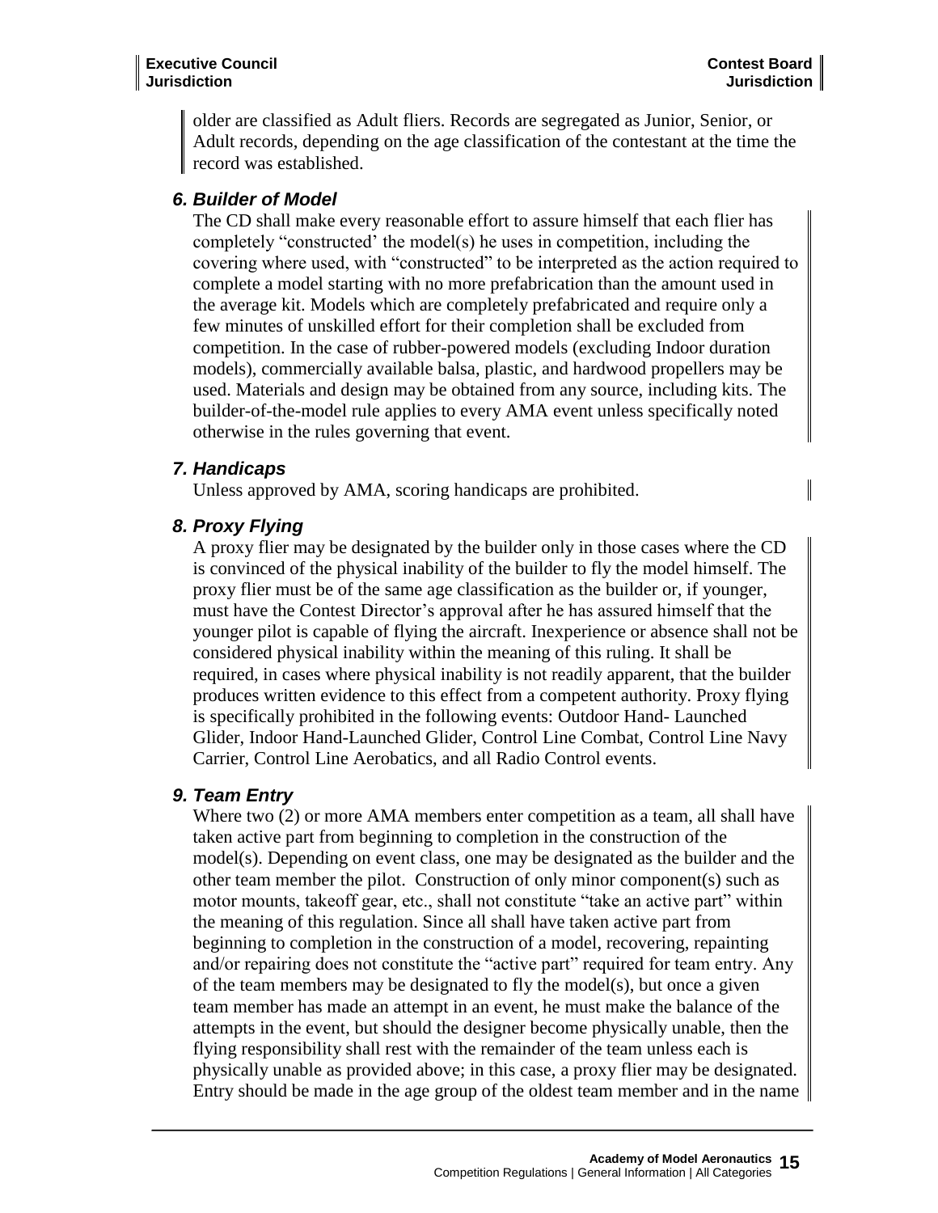older are classified as Adult fliers. Records are segregated as Junior, Senior, or Adult records, depending on the age classification of the contestant at the time the record was established.

### *6. Builder of Model*

The CD shall make every reasonable effort to assure himself that each flier has completely "constructed' the model(s) he uses in competition, including the covering where used, with "constructed" to be interpreted as the action required to complete a model starting with no more prefabrication than the amount used in the average kit. Models which are completely prefabricated and require only a few minutes of unskilled effort for their completion shall be excluded from competition. In the case of rubber-powered models (excluding Indoor duration models), commercially available balsa, plastic, and hardwood propellers may be used. Materials and design may be obtained from any source, including kits. The builder-of-the-model rule applies to every AMA event unless specifically noted otherwise in the rules governing that event.

### *7. Handicaps*

Unless approved by AMA, scoring handicaps are prohibited.

### *8. Proxy Flying*

A proxy flier may be designated by the builder only in those cases where the CD is convinced of the physical inability of the builder to fly the model himself. The proxy flier must be of the same age classification as the builder or, if younger, must have the Contest Director's approval after he has assured himself that the younger pilot is capable of flying the aircraft. Inexperience or absence shall not be considered physical inability within the meaning of this ruling. It shall be required, in cases where physical inability is not readily apparent, that the builder produces written evidence to this effect from a competent authority. Proxy flying is specifically prohibited in the following events: Outdoor Hand- Launched Glider, Indoor Hand-Launched Glider, Control Line Combat, Control Line Navy Carrier, Control Line Aerobatics, and all Radio Control events.

### *9. Team Entry*

Where two (2) or more AMA members enter competition as a team, all shall have taken active part from beginning to completion in the construction of the model(s). Depending on event class, one may be designated as the builder and the other team member the pilot. Construction of only minor component(s) such as motor mounts, takeoff gear, etc., shall not constitute "take an active part" within the meaning of this regulation. Since all shall have taken active part from beginning to completion in the construction of a model, recovering, repainting and/or repairing does not constitute the "active part" required for team entry. Any of the team members may be designated to fly the model(s), but once a given team member has made an attempt in an event, he must make the balance of the attempts in the event, but should the designer become physically unable, then the flying responsibility shall rest with the remainder of the team unless each is physically unable as provided above; in this case, a proxy flier may be designated. Entry should be made in the age group of the oldest team member and in the name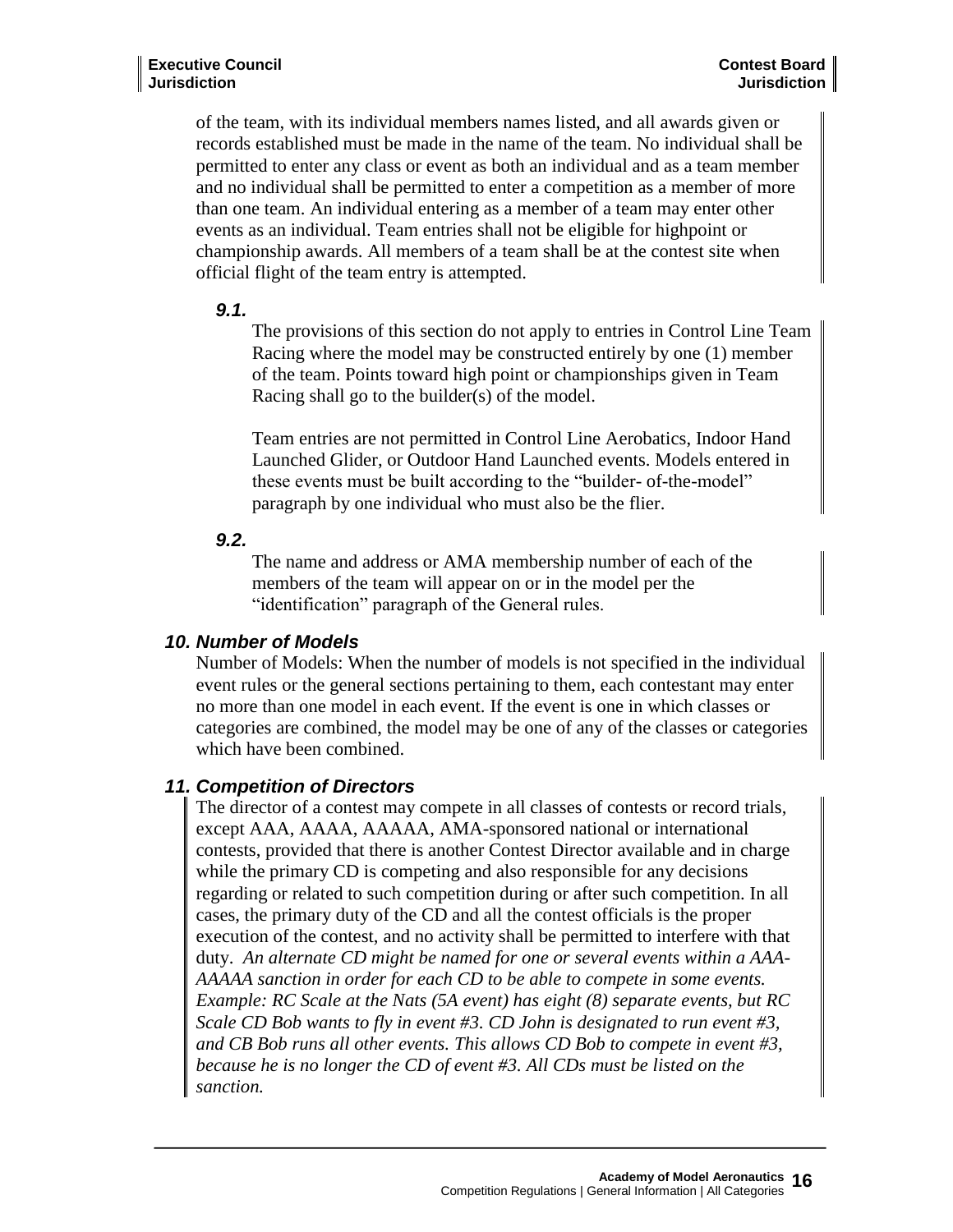of the team, with its individual members names listed, and all awards given or records established must be made in the name of the team. No individual shall be permitted to enter any class or event as both an individual and as a team member and no individual shall be permitted to enter a competition as a member of more than one team. An individual entering as a member of a team may enter other events as an individual. Team entries shall not be eligible for highpoint or championship awards. All members of a team shall be at the contest site when official flight of the team entry is attempted.

***9.1.***

The provisions of this section do not apply to entries in Control Line Team Racing where the model may be constructed entirely by one (1) member of the team. Points toward high point or championships given in Team Racing shall go to the builder(s) of the model.

Team entries are not permitted in Control Line Aerobatics, Indoor Hand Launched Glider, or Outdoor Hand Launched events. Models entered in these events must be built according to the "builder- of-the-model" paragraph by one individual who must also be the flier.

***9.2.***

The name and address or AMA membership number of each of the members of the team will appear on or in the model per the "identification" paragraph of the General rules.

### *10. Number of Models*

Number of Models: When the number of models is not specified in the individual event rules or the general sections pertaining to them, each contestant may enter no more than one model in each event. If the event is one in which classes or categories are combined, the model may be one of any of the classes or categories which have been combined.

### *11. Competition of Directors*

The director of a contest may compete in all classes of contests or record trials, except AAA, AAAA, AAAAA, AMA-sponsored national or international contests, provided that there is another Contest Director available and in charge while the primary CD is competing and also responsible for any decisions regarding or related to such competition during or after such competition. In all cases, the primary duty of the CD and all the contest officials is the proper execution of the contest, and no activity shall be permitted to interfere with that duty. *An alternate CD might be named for one or several events within a AAA-AAAAA sanction in order for each CD to be able to compete in some events. Example: RC Scale at the Nats (5A event) has eight (8) separate events, but RC Scale CD Bob wants to fly in event #3. CD John is designated to run event #3, and CB Bob runs all other events. This allows CD Bob to compete in event #3, because he is no longer the CD of event #3. All CDs must be listed on the sanction.*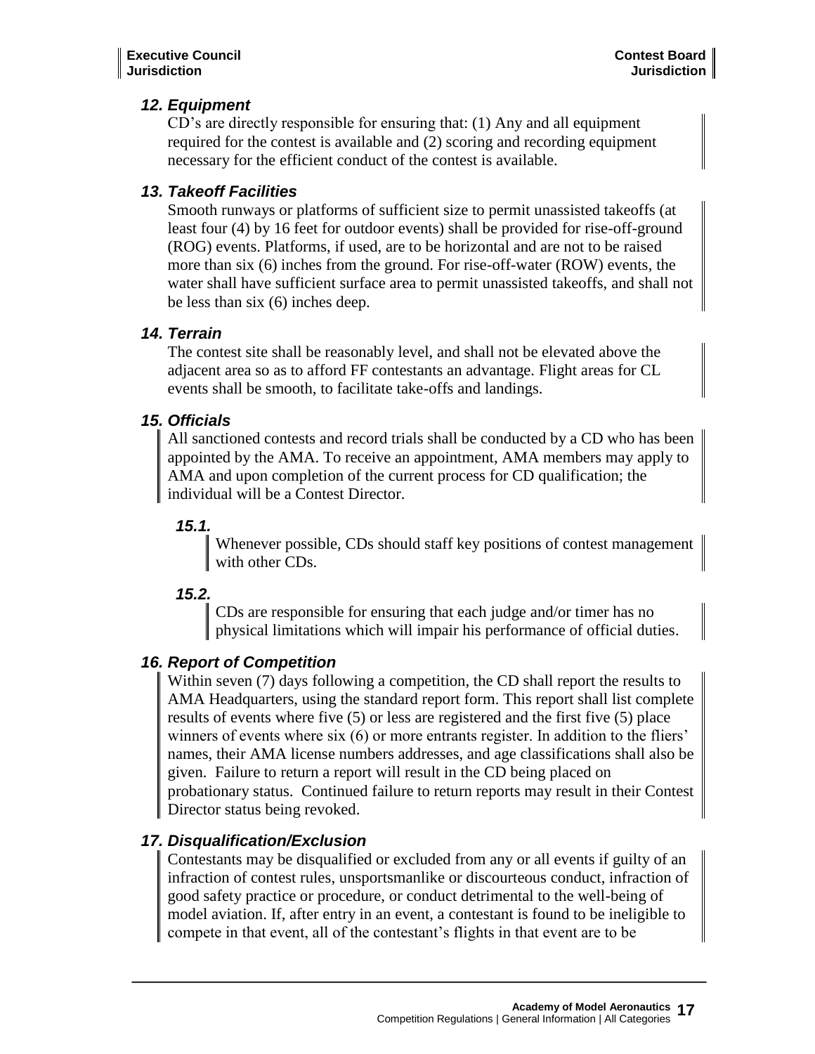### 12. Equipment

CD's are directly responsible for ensuring that: (1) Any and all equipment required for the contest is available and (2) scoring and recording equipment necessary for the efficient conduct of the contest is available.

### 13. Takeoff Facilities

Smooth runways or platforms of sufficient size to permit unassisted takeoffs (at least four (4) by 16 feet for outdoor events) shall be provided for rise-off-ground (ROG) events. Platforms, if used, are to be horizontal and are not to be raised more than six (6) inches from the ground. For rise-off-water (ROW) events, the water shall have sufficient surface area to permit unassisted takeoffs, and shall not be less than six (6) inches deep.

### 14. Terrain

The contest site shall be reasonably level, and shall not be elevated above the adjacent area so as to afford FF contestants an advantage. Flight areas for CL events shall be smooth, to facilitate take-offs and landings.

### 15. Officials

All sanctioned contests and record trials shall be conducted by a CD who has been appointed by the AMA. To receive an appointment, AMA members may apply to AMA and upon completion of the current process for CD qualification; the individual will be a Contest Director.

#### 15.1.

Whenever possible, CDs should staff key positions of contest management with other CDs.

#### 15.2.

CDs are responsible for ensuring that each judge and/or timer has no physical limitations which will impair his performance of official duties.

### 16. Report of Competition

Within seven (7) days following a competition, the CD shall report the results to AMA Headquarters, using the standard report form. This report shall list complete results of events where five (5) or less are registered and the first five (5) place winners of events where six (6) or more entrants register. In addition to the fliers' names, their AMA license numbers addresses, and age classifications shall also be given. Failure to return a report will result in the CD being placed on probationary status. Continued failure to return reports may result in their Contest Director status being revoked.

### 17. Disqualification/Exclusion

Contestants may be disqualified or excluded from any or all events if guilty of an infraction of contest rules, unsportsmanlike or discourteous conduct, infraction of good safety practice or procedure, or conduct detrimental to the well-being of model aviation. If, after entry in an event, a contestant is found to be ineligible to compete in that event, all of the contestant's flights in that event are to be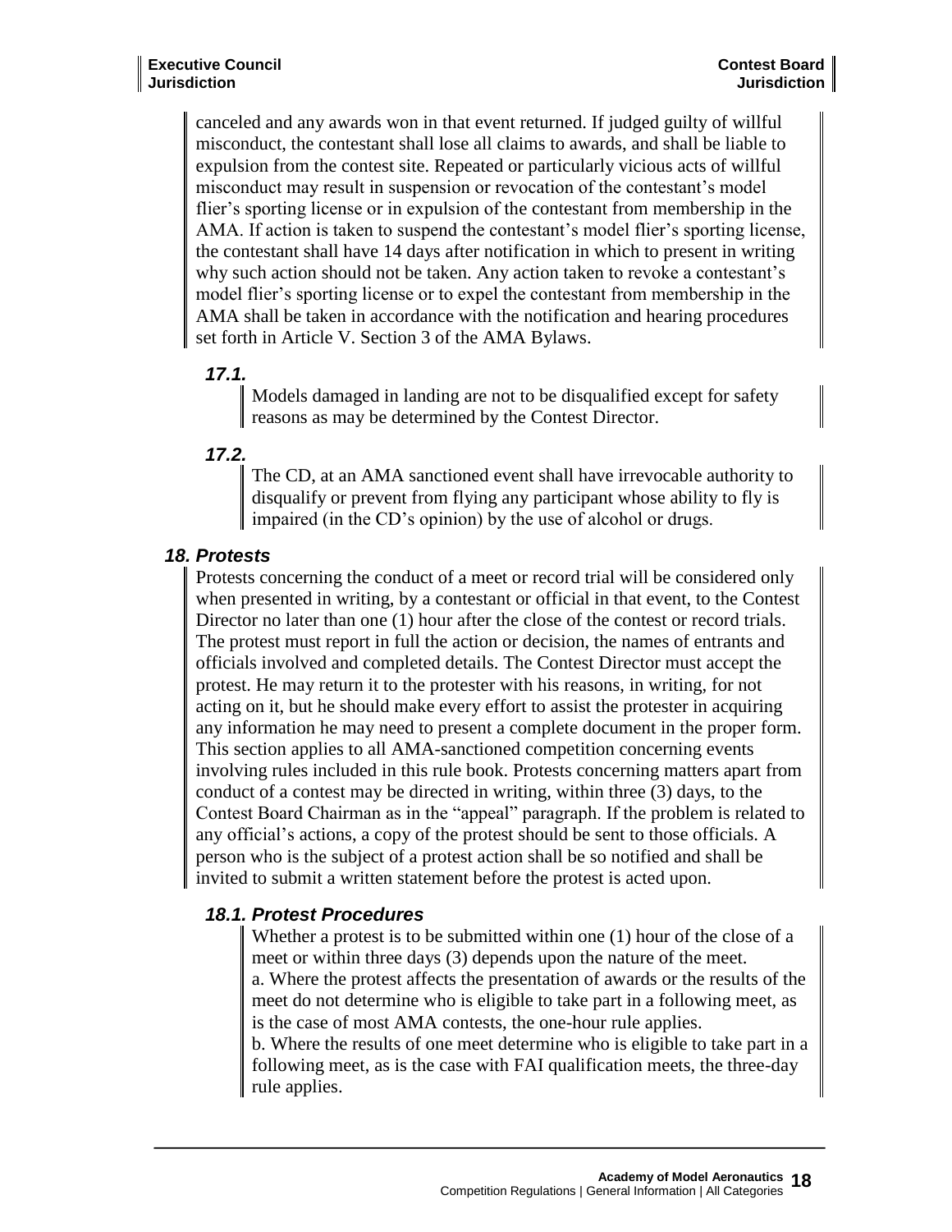canceled and any awards won in that event returned. If judged guilty of willful misconduct, the contestant shall lose all claims to awards, and shall be liable to expulsion from the contest site. Repeated or particularly vicious acts of willful misconduct may result in suspension or revocation of the contestant's model flier's sporting license or in expulsion of the contestant from membership in the AMA. If action is taken to suspend the contestant's model flier's sporting license, the contestant shall have 14 days after notification in which to present in writing why such action should not be taken. Any action taken to revoke a contestant's model flier's sporting license or to expel the contestant from membership in the AMA shall be taken in accordance with the notification and hearing procedures set forth in Article V. Section 3 of the AMA Bylaws.

### *17.1.*

Models damaged in landing are not to be disqualified except for safety reasons as may be determined by the Contest Director.

### *17.2.*

The CD, at an AMA sanctioned event shall have irrevocable authority to disqualify or prevent from flying any participant whose ability to fly is impaired (in the CD's opinion) by the use of alcohol or drugs.

## *18. Protests*

Protests concerning the conduct of a meet or record trial will be considered only when presented in writing, by a contestant or official in that event, to the Contest Director no later than one (1) hour after the close of the contest or record trials. The protest must report in full the action or decision, the names of entrants and officials involved and completed details. The Contest Director must accept the protest. He may return it to the protester with his reasons, in writing, for not acting on it, but he should make every effort to assist the protester in acquiring any information he may need to present a complete document in the proper form. This section applies to all AMA-sanctioned competition concerning events involving rules included in this rule book. Protests concerning matters apart from conduct of a contest may be directed in writing, within three (3) days, to the Contest Board Chairman as in the "appeal" paragraph. If the problem is related to any official's actions, a copy of the protest should be sent to those officials. A person who is the subject of a protest action shall be so notified and shall be invited to submit a written statement before the protest is acted upon.

### *18.1. Protest Procedures*

Whether a protest is to be submitted within one (1) hour of the close of a meet or within three days (3) depends upon the nature of the meet.

a. Where the protest affects the presentation of awards or the results of the meet do not determine who is eligible to take part in a following meet, as is the case of most AMA contests, the one-hour rule applies.

b. Where the results of one meet determine who is eligible to take part in a following meet, as is the case with FAI qualification meets, the three-day rule applies.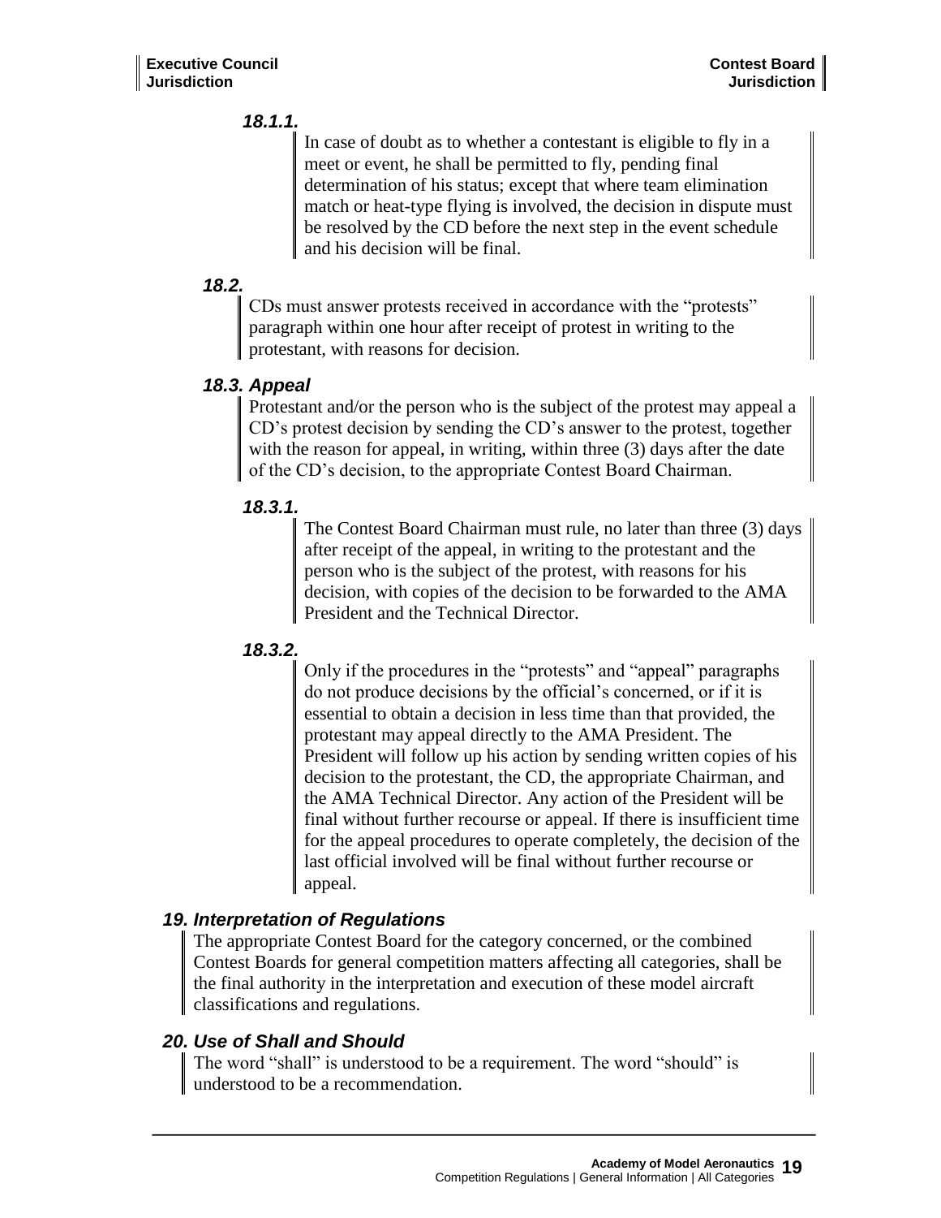#### 18.1.1.

In case of doubt as to whether a contestant is eligible to fly in a meet or event, he shall be permitted to fly, pending final determination of his status; except that where team elimination match or heat-type flying is involved, the decision in dispute must be resolved by the CD before the next step in the event schedule and his decision will be final.

### 18.2.

CDs must answer protests received in accordance with the "protests" paragraph within one hour after receipt of protest in writing to the protestant, with reasons for decision.

### 18.3. Appeal

Protestant and/or the person who is the subject of the protest may appeal a CD's protest decision by sending the CD's answer to the protest, together with the reason for appeal, in writing, within three (3) days after the date of the CD's decision, to the appropriate Contest Board Chairman.

#### 18.3.1.

The Contest Board Chairman must rule, no later than three (3) days after receipt of the appeal, in writing to the protestant and the person who is the subject of the protest, with reasons for his decision, with copies of the decision to be forwarded to the AMA President and the Technical Director.

#### 18.3.2.

Only if the procedures in the "protests" and "appeal" paragraphs do not produce decisions by the official's concerned, or if it is essential to obtain a decision in less time than that provided, the protestant may appeal directly to the AMA President. The President will follow up his action by sending written copies of his decision to the protestant, the CD, the appropriate Chairman, and the AMA Technical Director. Any action of the President will be final without further recourse or appeal. If there is insufficient time for the appeal procedures to operate completely, the decision of the last official involved will be final without further recourse or appeal.

## 19. Interpretation of Regulations

The appropriate Contest Board for the category concerned, or the combined Contest Boards for general competition matters affecting all categories, shall be the final authority in the interpretation and execution of these model aircraft classifications and regulations.

## 20. Use of Shall and Should

The word "shall" is understood to be a requirement. The word "should" is understood to be a recommendation.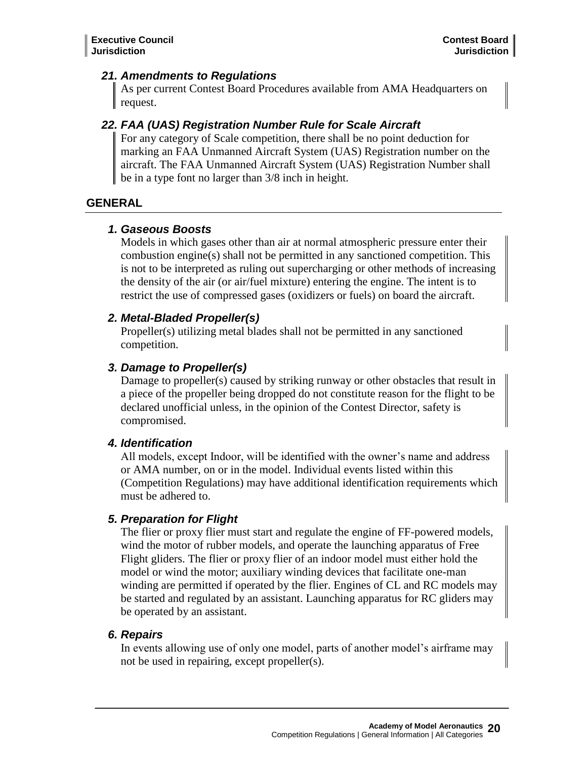### *21. Amendments to Regulations*

As per current Contest Board Procedures available from AMA Headquarters on request.

### *22. FAA (UAS) Registration Number Rule for Scale Aircraft*

For any category of Scale competition, there shall be no point deduction for marking an FAA Unmanned Aircraft System (UAS) Registration number on the aircraft. The FAA Unmanned Aircraft System (UAS) Registration Number shall be in a type font no larger than 3/8 inch in height.

## GENERAL

### *1. Gaseous Boosts*

Models in which gases other than air at normal atmospheric pressure enter their combustion engine(s) shall not be permitted in any sanctioned competition. This is not to be interpreted as ruling out supercharging or other methods of increasing the density of the air (or air/fuel mixture) entering the engine. The intent is to restrict the use of compressed gases (oxidizers or fuels) on board the aircraft.

### *2. Metal-Bladed Propeller(s)*

Propeller(s) utilizing metal blades shall not be permitted in any sanctioned competition.

### *3. Damage to Propeller(s)*

Damage to propeller(s) caused by striking runway or other obstacles that result in a piece of the propeller being dropped do not constitute reason for the flight to be declared unofficial unless, in the opinion of the Contest Director, safety is compromised.

### *4. Identification*

All models, except Indoor, will be identified with the owner's name and address or AMA number, on or in the model. Individual events listed within this (Competition Regulations) may have additional identification requirements which must be adhered to.

### *5. Preparation for Flight*

The flier or proxy flier must start and regulate the engine of FF-powered models, wind the motor of rubber models, and operate the launching apparatus of Free Flight gliders. The flier or proxy flier of an indoor model must either hold the model or wind the motor; auxiliary winding devices that facilitate one-man winding are permitted if operated by the flier. Engines of CL and RC models may be started and regulated by an assistant. Launching apparatus for RC gliders may be operated by an assistant.

### *6. Repairs*

In events allowing use of only one model, parts of another model's airframe may not be used in repairing, except propeller(s).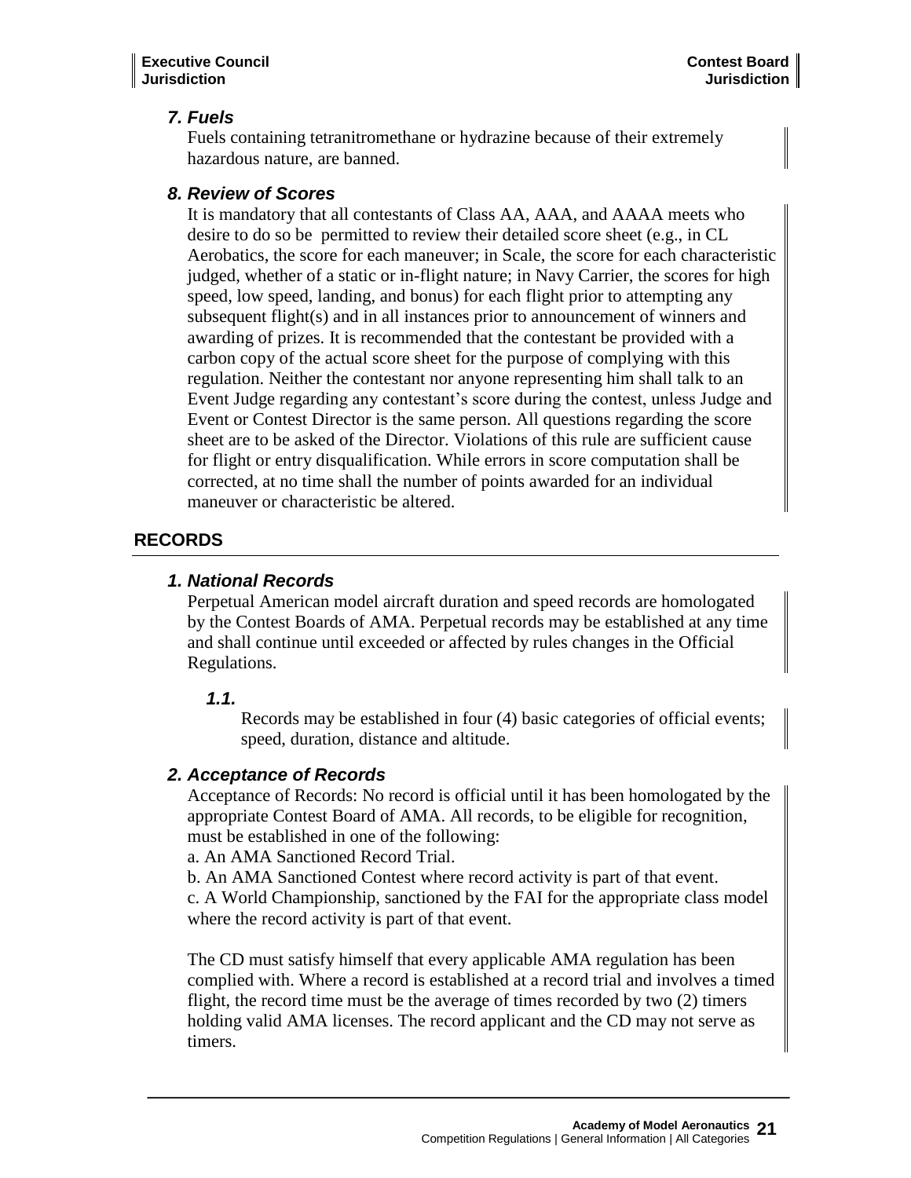### *7. Fuels*

Fuels containing tetranitromethane or hydrazine because of their extremely hazardous nature, are banned.

### *8. Review of Scores*

It is mandatory that all contestants of Class AA, AAA, and AAAA meets who desire to do so be permitted to review their detailed score sheet (e.g., in CL Aerobatics, the score for each maneuver; in Scale, the score for each characteristic judged, whether of a static or in-flight nature; in Navy Carrier, the scores for high speed, low speed, landing, and bonus) for each flight prior to attempting any subsequent flight(s) and in all instances prior to announcement of winners and awarding of prizes. It is recommended that the contestant be provided with a carbon copy of the actual score sheet for the purpose of complying with this regulation. Neither the contestant nor anyone representing him shall talk to an Event Judge regarding any contestant's score during the contest, unless Judge and Event or Contest Director is the same person. All questions regarding the score sheet are to be asked of the Director. Violations of this rule are sufficient cause for flight or entry disqualification. While errors in score computation shall be corrected, at no time shall the number of points awarded for an individual maneuver or characteristic be altered.

## RECORDS

### *1. National Records*

Perpetual American model aircraft duration and speed records are homologated by the Contest Boards of AMA. Perpetual records may be established at any time and shall continue until exceeded or affected by rules changes in the Official Regulations.

#### *1.1.*

Records may be established in four (4) basic categories of official events; speed, duration, distance and altitude.

### *2. Acceptance of Records*

Acceptance of Records: No record is official until it has been homologated by the appropriate Contest Board of AMA. All records, to be eligible for recognition, must be established in one of the following:

a. An AMA Sanctioned Record Trial.

b. An AMA Sanctioned Contest where record activity is part of that event.

c. A World Championship, sanctioned by the FAI for the appropriate class model where the record activity is part of that event.

The CD must satisfy himself that every applicable AMA regulation has been complied with. Where a record is established at a record trial and involves a timed flight, the record time must be the average of times recorded by two (2) timers holding valid AMA licenses. The record applicant and the CD may not serve as timers.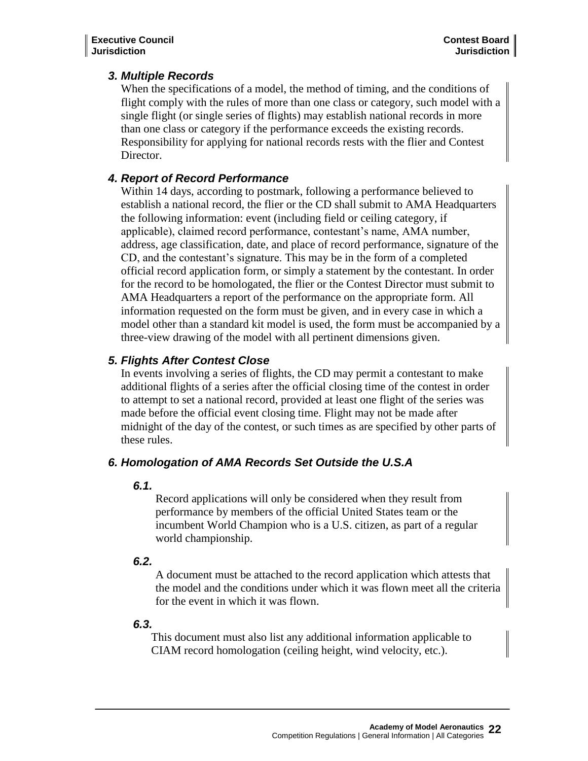### *3. Multiple Records*

When the specifications of a model, the method of timing, and the conditions of flight comply with the rules of more than one class or category, such model with a single flight (or single series of flights) may establish national records in more than one class or category if the performance exceeds the existing records. Responsibility for applying for national records rests with the flier and Contest Director.

### *4. Report of Record Performance*

Within 14 days, according to postmark, following a performance believed to establish a national record, the flier or the CD shall submit to AMA Headquarters the following information: event (including field or ceiling category, if applicable), claimed record performance, contestant's name, AMA number, address, age classification, date, and place of record performance, signature of the CD, and the contestant's signature. This may be in the form of a completed official record application form, or simply a statement by the contestant. In order for the record to be homologated, the flier or the Contest Director must submit to AMA Headquarters a report of the performance on the appropriate form. All information requested on the form must be given, and in every case in which a model other than a standard kit model is used, the form must be accompanied by a three-view drawing of the model with all pertinent dimensions given.

### *5. Flights After Contest Close*

In events involving a series of flights, the CD may permit a contestant to make additional flights of a series after the official closing time of the contest in order to attempt to set a national record, provided at least one flight of the series was made before the official event closing time. Flight may not be made after midnight of the day of the contest, or such times as are specified by other parts of these rules.

### *6. Homologation of AMA Records Set Outside the U.S.A*

#### *6.1.*

Record applications will only be considered when they result from performance by members of the official United States team or the incumbent World Champion who is a U.S. citizen, as part of a regular world championship.

#### *6.2.*

A document must be attached to the record application which attests that the model and the conditions under which it was flown meet all the criteria for the event in which it was flown.

#### *6.3.*

This document must also list any additional information applicable to CIAM record homologation (ceiling height, wind velocity, etc.).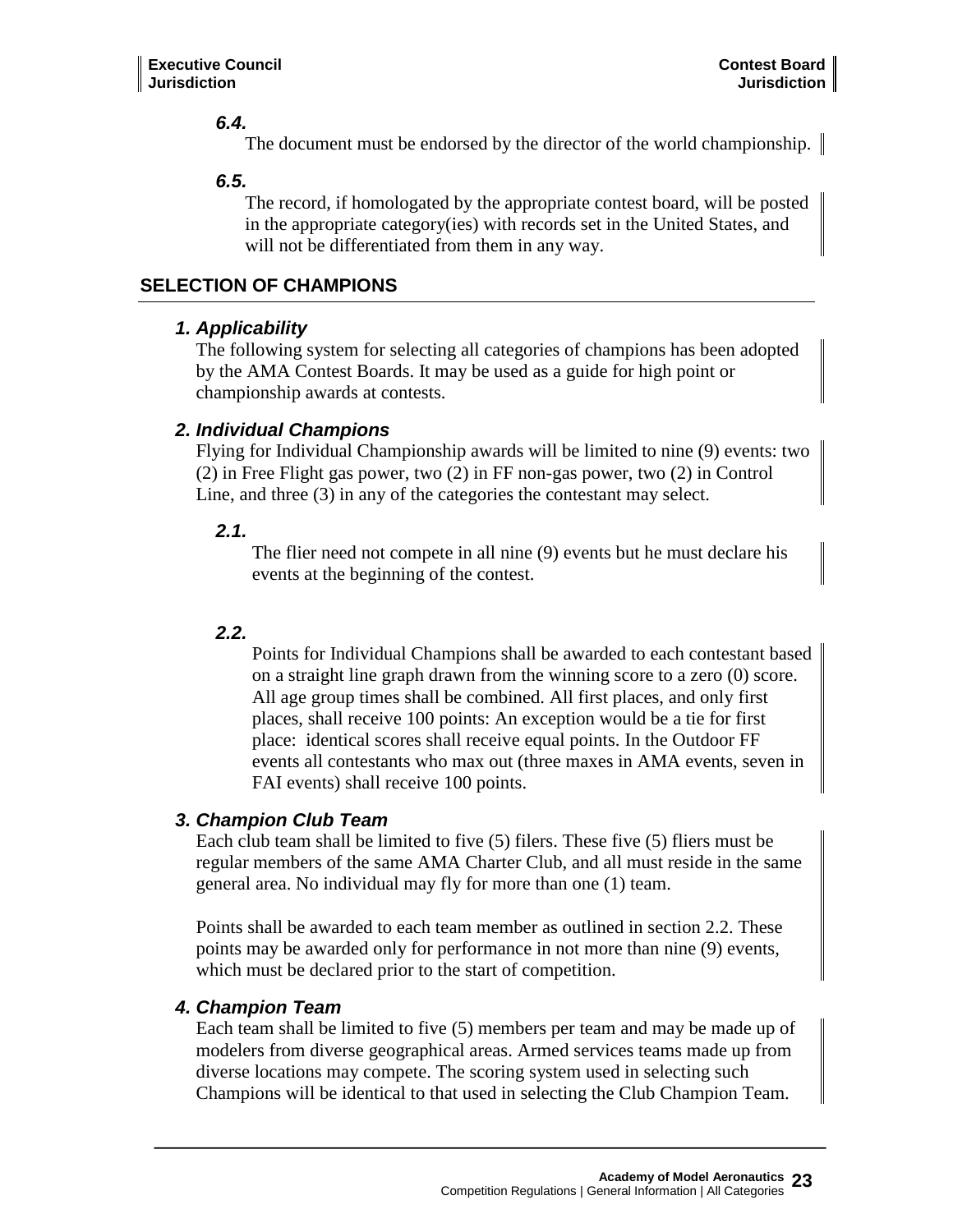#### *6.4.*

The document must be endorsed by the director of the world championship.

#### *6.5.*

The record, if homologated by the appropriate contest board, will be posted in the appropriate category(ies) with records set in the United States, and will not be differentiated from them in any way.

## SELECTION OF CHAMPIONS

### *1. Applicability*

The following system for selecting all categories of champions has been adopted by the AMA Contest Boards. It may be used as a guide for high point or championship awards at contests.

### *2. Individual Champions*

Flying for Individual Championship awards will be limited to nine (9) events: two (2) in Free Flight gas power, two (2) in FF non-gas power, two (2) in Control Line, and three (3) in any of the categories the contestant may select.

#### *2.1.*

The flier need not compete in all nine (9) events but he must declare his events at the beginning of the contest.

#### *2.2.*

Points for Individual Champions shall be awarded to each contestant based on a straight line graph drawn from the winning score to a zero (0) score. All age group times shall be combined. All first places, and only first places, shall receive 100 points: An exception would be a tie for first place: identical scores shall receive equal points. In the Outdoor FF events all contestants who max out (three maxes in AMA events, seven in FAI events) shall receive 100 points.

### *3. Champion Club Team*

Each club team shall be limited to five (5) filers. These five (5) fliers must be regular members of the same AMA Charter Club, and all must reside in the same general area. No individual may fly for more than one (1) team.

Points shall be awarded to each team member as outlined in section 2.2. These points may be awarded only for performance in not more than nine (9) events, which must be declared prior to the start of competition.

### *4. Champion Team*

Each team shall be limited to five (5) members per team and may be made up of modelers from diverse geographical areas. Armed services teams made up from diverse locations may compete. The scoring system used in selecting such Champions will be identical to that used in selecting the Club Champion Team.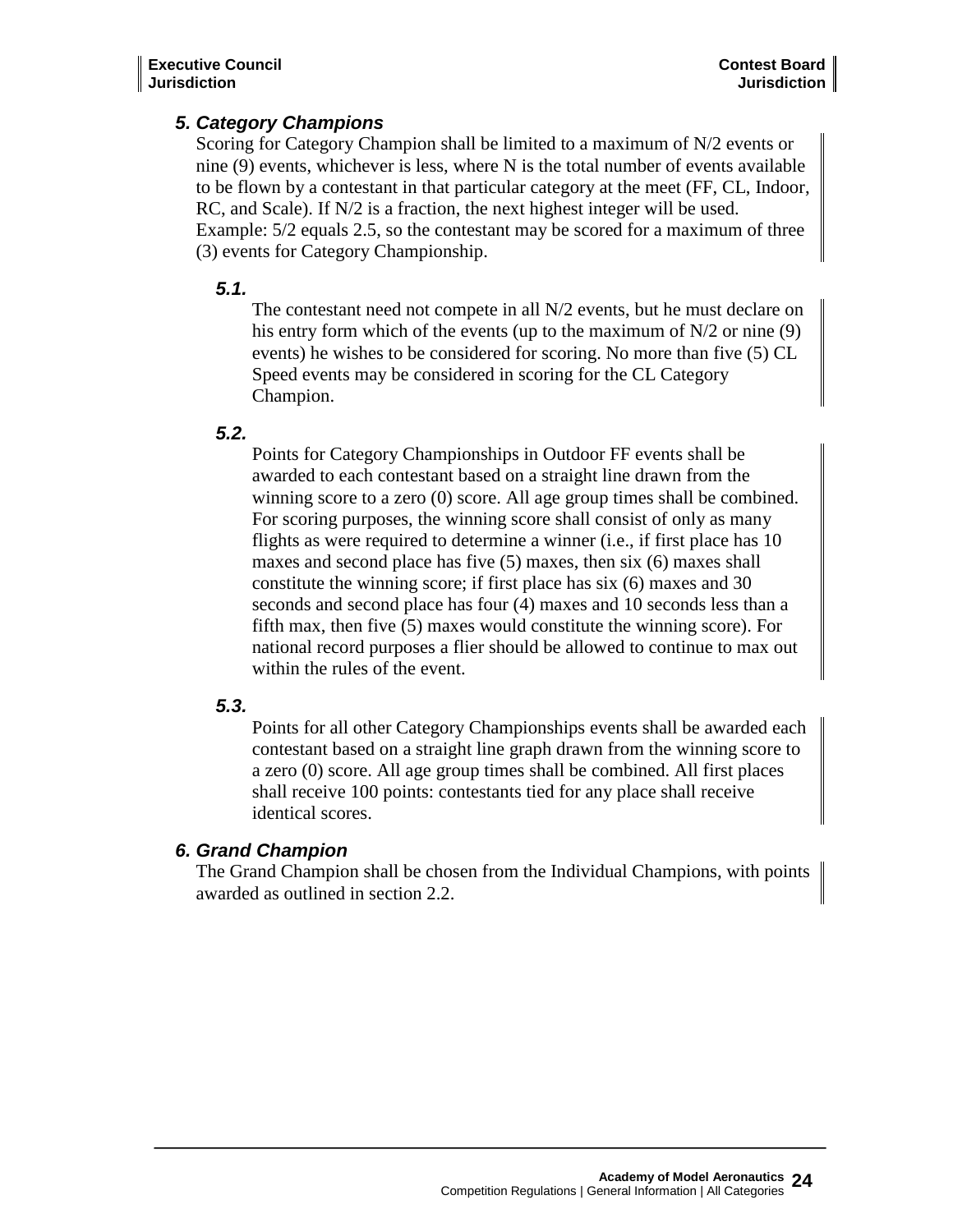### 5. Category Champions

Scoring for Category Champion shall be limited to a maximum of N/2 events or nine (9) events, whichever is less, where N is the total number of events available to be flown by a contestant in that particular category at the meet (FF, CL, Indoor, RC, and Scale). If N/2 is a fraction, the next highest integer will be used. Example: 5/2 equals 2.5, so the contestant may be scored for a maximum of three (3) events for Category Championship.

#### 5.1.

The contestant need not compete in all N/2 events, but he must declare on his entry form which of the events (up to the maximum of N/2 or nine (9) events) he wishes to be considered for scoring. No more than five (5) CL Speed events may be considered in scoring for the CL Category Champion.

#### 5.2.

Points for Category Championships in Outdoor FF events shall be awarded to each contestant based on a straight line drawn from the winning score to a zero (0) score. All age group times shall be combined. For scoring purposes, the winning score shall consist of only as many flights as were required to determine a winner (i.e., if first place has 10 maxes and second place has five (5) maxes, then six (6) maxes shall constitute the winning score; if first place has six (6) maxes and 30 seconds and second place has four (4) maxes and 10 seconds less than a fifth max, then five (5) maxes would constitute the winning score). For national record purposes a flier should be allowed to continue to max out within the rules of the event.

#### 5.3.

Points for all other Category Championships events shall be awarded each contestant based on a straight line graph drawn from the winning score to a zero (0) score. All age group times shall be combined. All first places shall receive 100 points: contestants tied for any place shall receive identical scores.

### 6. Grand Champion

The Grand Champion shall be chosen from the Individual Champions, with points awarded as outlined in section 2.2.